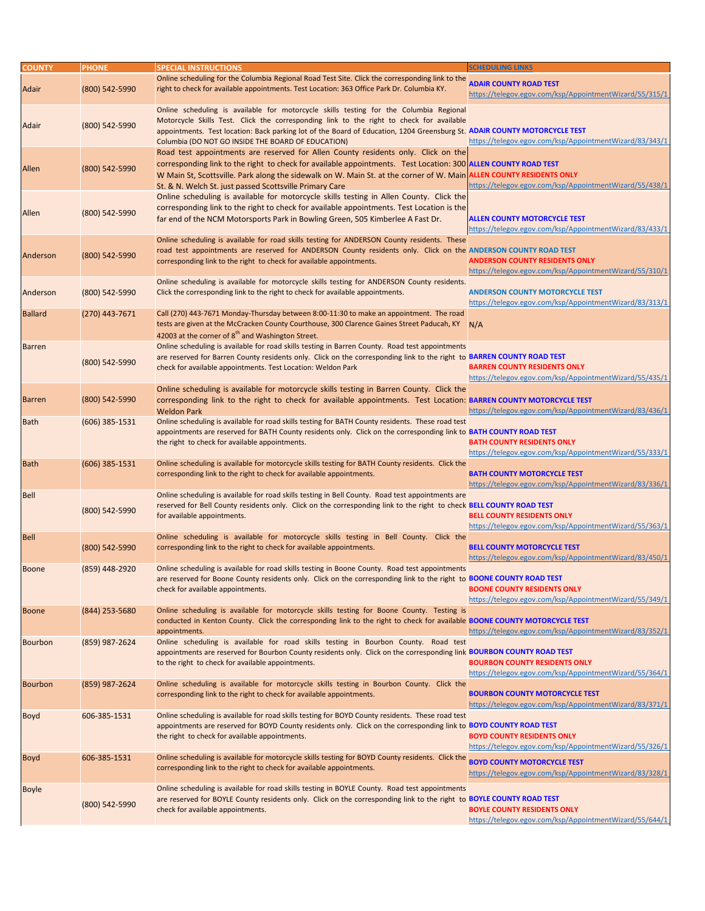| COUNTY | PHONE | SPECIAL INSTRUCTIONS | SCHEDULING LINKS |
|---|---|---|---|
| Adair | (800) 542-5990 | Online scheduling for the Columbia Regional Road Test Site. Click the corresponding link to the right to check for available appointments. Test Location: 363 Office Park Dr. Columbia KY. | **ADAIR COUNTY ROAD TEST** https://telegov.egov.com/ksp/AppointmentWizard/55/315/1 |
| Adair | (800) 542-5990 | Online scheduling is available for motorcycle skills testing for the Columbia Regional Motorcycle Skills Test. Click the corresponding link to the right to check for available appointments. Test location: Back parking lot of the Board of Education, 1204 Greensburg St. Columbia (DO NOT GO INSIDE THE BOARD OF EDUCATION) | **ADAIR COUNTY MOTORCYCLE TEST** https://telegov.egov.com/ksp/AppointmentWizard/83/343/1 |
| Allen | (800) 542-5990 | Road test appointments are reserved for Allen County residents only. Click on the corresponding link to the right to check for available appointments. Test Location: 300 W Main St, Scottsville. Park along the sidewalk on W. Main St. at the corner of W. Main St. & N. Welch St. just passed Scottsville Primary Care | **ALLEN COUNTY ROAD TEST** **ALLEN COUNTY RESIDENTS ONLY** https://telegov.egov.com/ksp/AppointmentWizard/55/438/1 |
| Allen | (800) 542-5990 | Online scheduling is available for motorcycle skills testing in Allen County. Click the corresponding link to the right to check for available appointments. Test Location is the far end of the NCM Motorsports Park in Bowling Green, 505 Kimberlee A Fast Dr. | **ALLEN COUNTY MOTORCYCLE TEST** https://telegov.egov.com/ksp/AppointmentWizard/83/433/1 |
| Anderson | (800) 542-5990 | Online scheduling is available for road skills testing for ANDERSON County residents. These road test appointments are reserved for ANDERSON County residents only. Click on the corresponding link to the right to check for available appointments. | **ANDERSON COUNTY ROAD TEST** **ANDERSON COUNTY RESIDENTS ONLY** https://telegov.egov.com/ksp/AppointmentWizard/55/310/1 |
| Anderson | (800) 542-5990 | Online scheduling is available for motorcycle skills testing for ANDERSON County residents. Click the corresponding link to the right to check for available appointments. | **ANDERSON COUNTY MOTORCYCLE TEST** https://telegov.egov.com/ksp/AppointmentWizard/83/313/1 |
| Ballard | (270) 443-7671 | Call (270) 443-7671 Monday-Thursday between 8:00-11:30 to make an appointment. The road tests are given at the McCracken County Courthouse, 300 Clarence Gaines Street Paducah, KY 42003 at the corner of 8th and Washington Street. | N/A |
| Barren | (800) 542-5990 | Online scheduling is available for road skills testing in Barren County. Road test appointments are reserved for Barren County residents only. Click on the corresponding link to the right to check for available appointments. Test Location: Weldon Park | **BARREN COUNTY ROAD TEST** **BARREN COUNTY RESIDENTS ONLY** https://telegov.egov.com/ksp/AppointmentWizard/55/435/1 |
| Barren | (800) 542-5990 | Online scheduling is available for motorcycle skills testing in Barren County. Click the corresponding link to the right to check for available appointments. Test Location: Weldon Park | **BARREN COUNTY MOTORCYCLE TEST** https://telegov.egov.com/ksp/AppointmentWizard/83/436/1 |
| Bath | (606) 385-1531 | Online scheduling is available for road skills testing for BATH County residents. These road test appointments are reserved for BATH County residents only. Click on the corresponding link to the right to check for available appointments. | **BATH COUNTY ROAD TEST** **BATH COUNTY RESIDENTS ONLY** https://telegov.egov.com/ksp/AppointmentWizard/55/333/1 |
| Bath | (606) 385-1531 | Online scheduling is available for motorcycle skills testing for BATH County residents. Click the corresponding link to the right to check for available appointments. | **BATH COUNTY MOTORCYCLE TEST** https://telegov.egov.com/ksp/AppointmentWizard/83/336/1 |
| Bell | (800) 542-5990 | Online scheduling is available for road skills testing in Bell County. Road test appointments are reserved for Bell County residents only. Click on the corresponding link to the right to check for available appointments. | **BELL COUNTY ROAD TEST** **BELL COUNTY RESIDENTS ONLY** https://telegov.egov.com/ksp/AppointmentWizard/55/363/1 |
| Bell | (800) 542-5990 | Online scheduling is available for motorcycle skills testing in Bell County. Click the corresponding link to the right to check for available appointments. | **BELL COUNTY MOTORCYCLE TEST** https://telegov.egov.com/ksp/AppointmentWizard/83/450/1 |
| Boone | (859) 448-2920 | Online scheduling is available for road skills testing in Boone County. Road test appointments are reserved for Boone County residents only. Click on the corresponding link to the right to check for available appointments. | **BOONE COUNTY ROAD TEST** **BOONE COUNTY RESIDENTS ONLY** https://telegov.egov.com/ksp/AppointmentWizard/55/349/1 |
| Boone | (844) 253-5680 | Online scheduling is available for motorcycle skills testing for Boone County. Testing is conducted in Kenton County. Click the corresponding link to the right to check for available appointments. | **BOONE COUNTY MOTORCYCLE TEST** https://telegov.egov.com/ksp/AppointmentWizard/83/352/1 |
| Bourbon | (859) 987-2624 | Online scheduling is available for road skills testing in Bourbon County. Road test appointments are reserved for Bourbon County residents only. Click on the corresponding link to the right to check for available appointments. | **BOURBON COUNTY ROAD TEST** **BOURBON COUNTY RESIDENTS ONLY** https://telegov.egov.com/ksp/AppointmentWizard/55/364/1 |
| Bourbon | (859) 987-2624 | Online scheduling is available for motorcycle skills testing in Bourbon County. Click the corresponding link to the right to check for available appointments. | **BOURBON COUNTY MOTORCYCLE TEST** https://telegov.egov.com/ksp/AppointmentWizard/83/371/1 |
| Boyd | 606-385-1531 | Online scheduling is available for road skills testing for BOYD County residents. These road test appointments are reserved for BOYD County residents only. Click on the corresponding link to the right to check for available appointments. | **BOYD COUNTY ROAD TEST** **BOYD COUNTY RESIDENTS ONLY** https://telegov.egov.com/ksp/AppointmentWizard/55/326/1 |
| Boyd | 606-385-1531 | Online scheduling is available for motorcycle skills testing for BOYD County residents. Click the corresponding link to the right to check for available appointments. | **BOYD COUNTY MOTORCYCLE TEST** https://telegov.egov.com/ksp/AppointmentWizard/83/328/1 |
| Boyle | (800) 542-5990 | Online scheduling is available for road skills testing in BOYLE County. Road test appointments are reserved for BOYLE County residents only. Click on the corresponding link to the right to check for available appointments. | **BOYLE COUNTY ROAD TEST** **BOYLE COUNTY RESIDENTS ONLY** https://telegov.egov.com/ksp/AppointmentWizard/55/644/1 |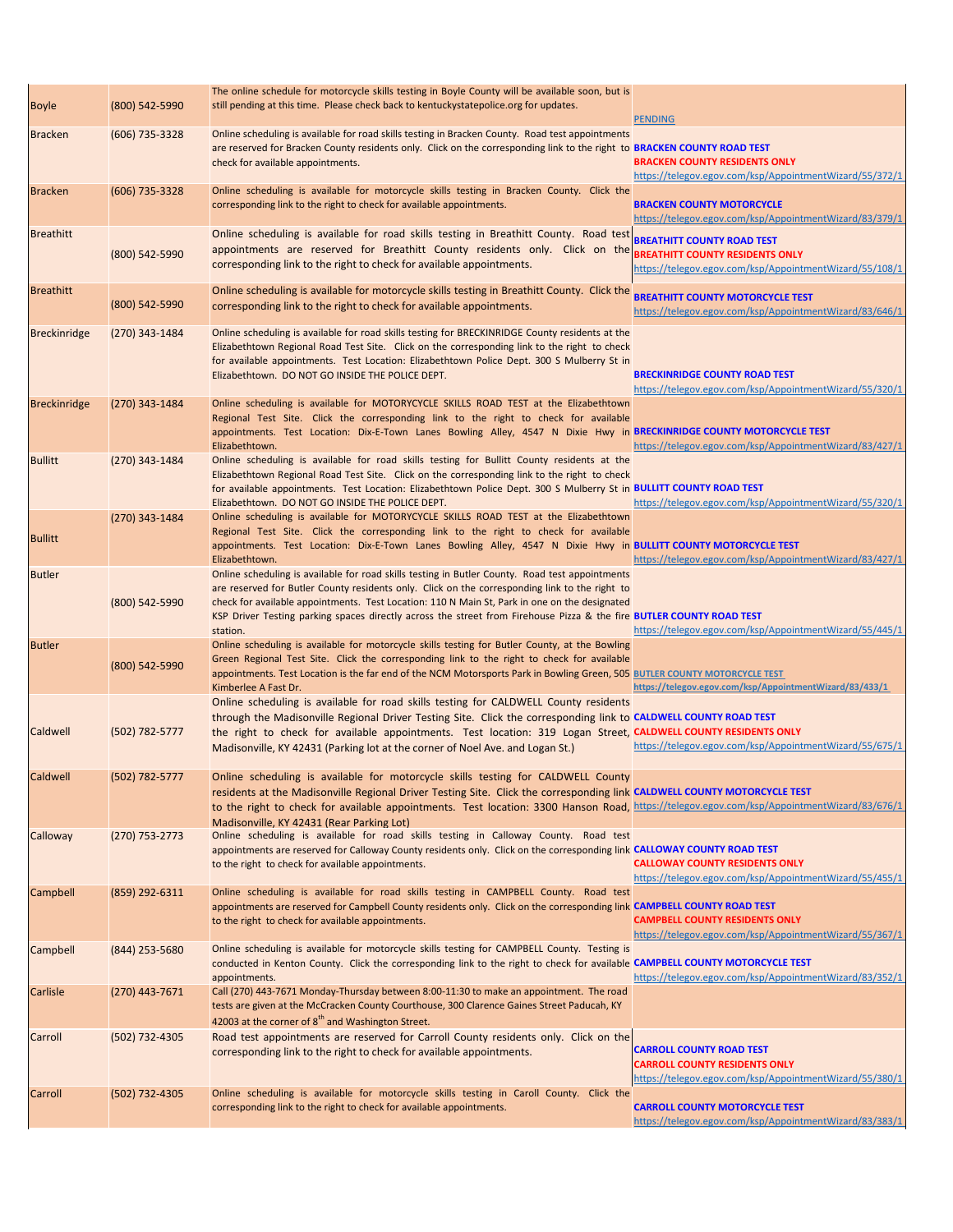| Boyle | (800) 542-5990 | The online schedule for motorcycle skills testing in Boyle County will be available soon, but is still pending at this time. Please check back to kentuckystatepolice.org for updates. | PENDING |
|---|---|---|---|
| Bracken | (606) 735-3328 | Online scheduling is available for road skills testing in Bracken County. Road test appointments are reserved for Bracken County residents only. Click on the corresponding link to the right to check for available appointments. | **BRACKEN COUNTY ROAD TEST** **BRACKEN COUNTY RESIDENTS ONLY** https://telegov.egov.com/ksp/AppointmentWizard/55/372/1 |
| Bracken | (606) 735-3328 | Online scheduling is available for motorcycle skills testing in Bracken County. Click the corresponding link to the right to check for available appointments. | **BRACKEN COUNTY MOTORCYCLE** https://telegov.egov.com/ksp/AppointmentWizard/83/379/1 |
| Breathitt | (800) 542-5990 | Online scheduling is available for road skills testing in Breathitt County. Road test appointments are reserved for Breathitt County residents only. Click on the corresponding link to the right to check for available appointments. | **BREATHITT COUNTY ROAD TEST** **BREATHITT COUNTY RESIDENTS ONLY** https://telegov.egov.com/ksp/AppointmentWizard/55/108/1 |
| Breathitt | (800) 542-5990 | Online scheduling is available for motorcycle skills testing in Breathitt County. Click the corresponding link to the right to check for available appointments. | **BREATHITT COUNTY MOTORCYCLE TEST** https://telegov.egov.com/ksp/AppointmentWizard/83/646/1 |
| Breckinridge | (270) 343-1484 | Online scheduling is available for road skills testing for BRECKINRIDGE County residents at the Elizabethtown Regional Road Test Site. Click on the corresponding link to the right to check for available appointments. Test Location: Elizabethtown Police Dept. 300 S Mulberry St in Elizabethtown. DO NOT GO INSIDE THE POLICE DEPT. | **BRECKINRIDGE COUNTY ROAD TEST** https://telegov.egov.com/ksp/AppointmentWizard/55/320/1 |
| Breckinridge | (270) 343-1484 | Online scheduling is available for MOTORYCYCLE SKILLS ROAD TEST at the Elizabethtown Regional Test Site. Click the corresponding link to the right to check for available appointments. Test Location: Dix-E-Town Lanes Bowling Alley, 4547 N Dixie Hwy in Elizabethtown. | **BRECKINRIDGE COUNTY MOTORCYCLE TEST** https://telegov.egov.com/ksp/AppointmentWizard/83/427/1 |
| Bullitt | (270) 343-1484 | Online scheduling is available for road skills testing for Bullitt County residents at the Elizabethtown Regional Road Test Site. Click on the corresponding link to the right to check for available appointments. Test Location: Elizabethtown Police Dept. 300 S Mulberry St in Elizabethtown. DO NOT GO INSIDE THE POLICE DEPT. | **BULLITT COUNTY ROAD TEST** https://telegov.egov.com/ksp/AppointmentWizard/55/320/1 |
| Bullitt | (270) 343-1484 | Online scheduling is available for MOTORYCYCLE SKILLS ROAD TEST at the Elizabethtown Regional Test Site. Click the corresponding link to the right to check for available appointments. Test Location: Dix-E-Town Lanes Bowling Alley, 4547 N Dixie Hwy in Elizabethtown. | **BULLITT COUNTY MOTORCYCLE TEST** https://telegov.egov.com/ksp/AppointmentWizard/83/427/1 |
| Butler | (800) 542-5990 | Online scheduling is available for road skills testing in Butler County. Road test appointments are reserved for Butler County residents only. Click on the corresponding link to the right to check for available appointments. Test Location: 110 N Main St, Park in one on the designated KSP Driver Testing parking spaces directly across the street from Firehouse Pizza & the fire station. | **BUTLER COUNTY ROAD TEST** https://telegov.egov.com/ksp/AppointmentWizard/55/445/1 |
| Butler | (800) 542-5990 | Online scheduling is available for motorcycle skills testing for Butler County, at the Bowling Green Regional Test Site. Click the corresponding link to the right to check for available appointments. Test Location is the far end of the NCM Motorsports Park in Bowling Green, 505 Kimberlee A Fast Dr. | **BUTLER COUNTY MOTORCYCLE TEST** https://telegov.egov.com/ksp/AppointmentWizard/83/433/1 |
| Caldwell | (502) 782-5777 | Online scheduling is available for road skills testing for CALDWELL County residents through the Madisonville Regional Driver Testing Site. Click the corresponding link to the right to check for available appointments. Test location: 319 Logan Street, Madisonville, KY 42431 (Parking lot at the corner of Noel Ave. and Logan St.) | **CALDWELL COUNTY ROAD TEST** **CALDWELL COUNTY RESIDENTS ONLY** https://telegov.egov.com/ksp/AppointmentWizard/55/675/1 |
| Caldwell | (502) 782-5777 | Online scheduling is available for motorcycle skills testing for CALDWELL County residents at the Madisonville Regional Driver Testing Site. Click the corresponding link to the right to check for available appointments. Test location: 3300 Hanson Road, Madisonville, KY 42431 (Rear Parking Lot) | **CALDWELL COUNTY MOTORCYCLE TEST** https://telegov.egov.com/ksp/AppointmentWizard/83/676/1 |
| Calloway | (270) 753-2773 | Online scheduling is available for road skills testing in Calloway County. Road test appointments are reserved for Calloway County residents only. Click on the corresponding link to the right to check for available appointments. | **CALLOWAY COUNTY ROAD TEST** **CALLOWAY COUNTY RESIDENTS ONLY** https://telegov.egov.com/ksp/AppointmentWizard/55/455/1 |
| Campbell | (859) 292-6311 | Online scheduling is available for road skills testing in CAMPBELL County. Road test appointments are reserved for Campbell County residents only. Click on the corresponding link to the right to check for available appointments. | **CAMPBELL COUNTY ROAD TEST** **CAMPBELL COUNTY RESIDENTS ONLY** https://telegov.egov.com/ksp/AppointmentWizard/55/367/1 |
| Campbell | (844) 253-5680 | Online scheduling is available for motorcycle skills testing for CAMPBELL County. Testing is conducted in Kenton County. Click the corresponding link to the right to check for available appointments. | **CAMPBELL COUNTY MOTORCYCLE TEST** https://telegov.egov.com/ksp/AppointmentWizard/83/352/1 |
| Carlisle | (270) 443-7671 | Call (270) 443-7671 Monday-Thursday between 8:00-11:30 to make an appointment. The road tests are given at the McCracken County Courthouse, 300 Clarence Gaines Street Paducah, KY 42003 at the corner of 8th and Washington Street. | |
| Carroll | (502) 732-4305 | Road test appointments are reserved for Carroll County residents only. Click on the corresponding link to the right to check for available appointments. | **CARROLL COUNTY ROAD TEST** **CARROLL COUNTY RESIDENTS ONLY** https://telegov.egov.com/ksp/AppointmentWizard/55/380/1 |
| Carroll | (502) 732-4305 | Online scheduling is available for motorcycle skills testing in Caroll County. Click the corresponding link to the right to check for available appointments. | **CARROLL COUNTY MOTORCYCLE TEST** https://telegov.egov.com/ksp/AppointmentWizard/83/383/1 |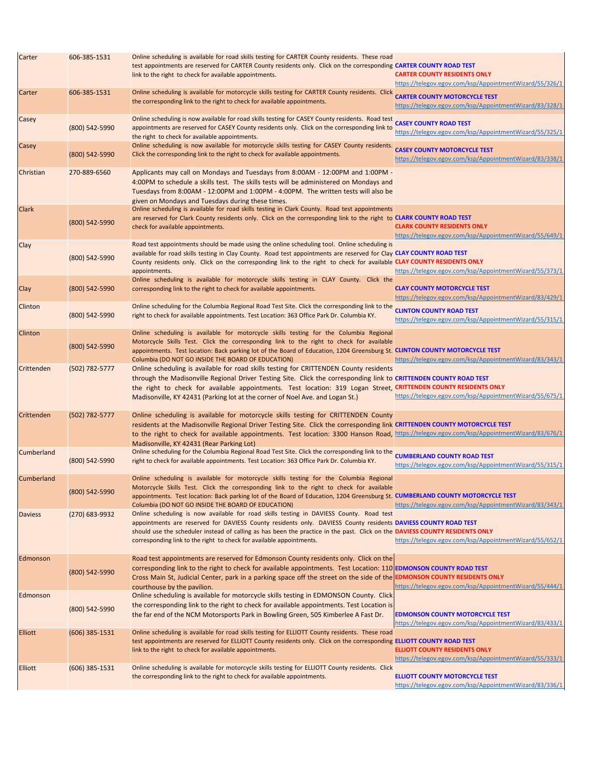| | | | |
|---|---|---|---|
| Carter | 606-385-1531 | Online scheduling is available for road skills testing for CARTER County residents. These road test appointments are reserved for CARTER County residents only. Click on the corresponding link to the right to check for available appointments. | **CARTER COUNTY ROAD TEST** **CARTER COUNTY RESIDENTS ONLY** https://telegov.egov.com/ksp/AppointmentWizard/55/326/1 |
| Carter | 606-385-1531 | Online scheduling is available for motorcycle skills testing for CARTER County residents. Click the corresponding link to the right to check for available appointments. | **CARTER COUNTY MOTORCYCLE TEST** https://telegov.egov.com/ksp/AppointmentWizard/83/328/1 |
| Casey | (800) 542-5990 | Online scheduling is now available for road skills testing for CASEY County residents. Road test appointments are reserved for CASEY County residents only. Click on the corresponding link to the right to check for available appointments. | **CASEY COUNTY ROAD TEST** https://telegov.egov.com/ksp/AppointmentWizard/55/325/1 |
| Casey | (800) 542-5990 | Online scheduling is now available for motorcycle skills testing for CASEY County residents. Click the corresponding link to the right to check for available appointments. | **CASEY COUNTY MOTORCYCLE TEST** https://telegov.egov.com/ksp/AppointmentWizard/83/338/1 |
| Christian | 270-889-6560 | Applicants may call on Mondays and Tuesdays from 8:00AM - 12:00PM and 1:00PM - 4:00PM to schedule a skills test. The skills tests will be administered on Mondays and Tuesdays from 8:00AM - 12:00PM and 1:00PM - 4:00PM. The written tests will also be given on Mondays and Tuesdays during these times. | |
| Clark | (800) 542-5990 | Online scheduling is available for road skills testing in Clark County. Road test appointments are reserved for Clark County residents only. Click on the corresponding link to the right to check for available appointments. | **CLARK COUNTY ROAD TEST** **CLARK COUNTY RESIDENTS ONLY** https://telegov.egov.com/ksp/AppointmentWizard/55/649/1 |
| Clay | (800) 542-5990 | Road test appointments should be made using the online scheduling tool. Online scheduling is available for road skills testing in Clay County. Road test appointments are reserved for Clay County residents only. Click on the corresponding link to the right to check for available appointments. | **CLAY COUNTY ROAD TEST** **CLAY COUNTY RESIDENTS ONLY** https://telegov.egov.com/ksp/AppointmentWizard/55/373/1 |
| Clay | (800) 542-5990 | Online scheduling is available for motorcycle skills testing in CLAY County. Click the corresponding link to the right to check for available appointments. | **CLAY COUNTY MOTORCYCLE TEST** https://telegov.egov.com/ksp/AppointmentWizard/83/429/1 |
| Clinton | (800) 542-5990 | Online scheduling for the Columbia Regional Road Test Site. Click the corresponding link to the right to check for available appointments. Test Location: 363 Office Park Dr. Columbia KY. | **CLINTON COUNTY ROAD TEST** https://telegov.egov.com/ksp/AppointmentWizard/55/315/1 |
| Clinton | (800) 542-5990 | Online scheduling is available for motorcycle skills testing for the Columbia Regional Motorcycle Skills Test. Click the corresponding link to the right to check for available appointments. Test location: Back parking lot of the Board of Education, 1204 Greensburg St. Columbia (DO NOT GO INSIDE THE BOARD OF EDUCATION) | **CLINTON COUNTY MOTORCYCLE TEST** https://telegov.egov.com/ksp/AppointmentWizard/83/343/1 |
| Crittenden | (502) 782-5777 | Online scheduling is available for road skills testing for CRITTENDEN County residents through the Madisonville Regional Driver Testing Site. Click the corresponding link to the right to check for available appointments. Test location: 319 Logan Street, Madisonville, KY 42431 (Parking lot at the corner of Noel Ave. and Logan St.) | **CRITTENDEN COUNTY ROAD TEST** **CRITTENDEN COUNTY RESIDENTS ONLY** https://telegov.egov.com/ksp/AppointmentWizard/55/675/1 |
| Crittenden | (502) 782-5777 | Online scheduling is available for motorcycle skills testing for CRITTENDEN County residents at the Madisonville Regional Driver Testing Site. Click the corresponding link to the right to check for available appointments. Test location: 3300 Hanson Road, Madisonville, KY 42431 (Rear Parking Lot) | **CRITTENDEN COUNTY MOTORCYCLE TEST** https://telegov.egov.com/ksp/AppointmentWizard/83/676/1 |
| Cumberland | (800) 542-5990 | Online scheduling for the Columbia Regional Road Test Site. Click the corresponding link to the right to check for available appointments. Test Location: 363 Office Park Dr. Columbia KY. | **CUMBERLAND COUNTY ROAD TEST** https://telegov.egov.com/ksp/AppointmentWizard/55/315/1 |
| Cumberland | (800) 542-5990 | Online scheduling is available for motorcycle skills testing for the Columbia Regional Motorcycle Skills Test. Click the corresponding link to the right to check for available appointments. Test location: Back parking lot of the Board of Education, 1204 Greensburg St. Columbia (DO NOT GO INSIDE THE BOARD OF EDUCATION) | **CUMBERLAND COUNTY MOTORCYCLE TEST** https://telegov.egov.com/ksp/AppointmentWizard/83/343/1 |
| Daviess | (270) 683-9932 | Online scheduling is now available for road skills testing in DAVIESS County. Road test appointments are reserved for DAVIESS County residents only. DAVIESS County residents should use the scheduler instead of calling as has been the practice in the past. Click on the corresponding link to the right to check for available appointments. | **DAVIESS COUNTY ROAD TEST** **DAVIESS COUNTY RESIDENTS ONLY** https://telegov.egov.com/ksp/AppointmentWizard/55/652/1 |
| Edmonson | (800) 542-5990 | Road test appointments are reserved for Edmonson County residents only. Click on the corresponding link to the right to check for available appointments. Test Location: 110 Cross Main St, Judicial Center, park in a parking space off the street on the side of the courthouse by the pavilion. | **EDMONSON COUNTY ROAD TEST** **EDMONSON COUNTY RESIDENTS ONLY** https://telegov.egov.com/ksp/AppointmentWizard/55/444/1 |
| Edmonson | (800) 542-5990 | Online scheduling is available for motorcycle skills testing in EDMONSON County. Click the corresponding link to the right to check for available appointments. The Test Location is the far end of the NCM Motorsports Park in Bowling Green, 505 Kimberlee A Fast Dr. | **EDMONSON COUNTY MOTORCYCLE TEST** https://telegov.egov.com/ksp/AppointmentWizard/83/433/1 |
| Elliott | (606) 385-1531 | Online scheduling is available for road skills testing for ELLIOTT County residents. These road test appointments are reserved for ELLIOTT County residents only. Click on the corresponding link to the right to check for available appointments. | **ELLIOTT COUNTY ROAD TEST** **ELLIOTT COUNTY RESIDENTS ONLY** https://telegov.egov.com/ksp/AppointmentWizard/55/333/1 |
| Elliott | (606) 385-1531 | Online scheduling is available for motorcycle skills testing for ELLIOTT County residents. Click the corresponding link to the right to check for available appointments. | **ELLIOTT COUNTY MOTORCYCLE TEST** https://telegov.egov.com/ksp/AppointmentWizard/83/336/1 |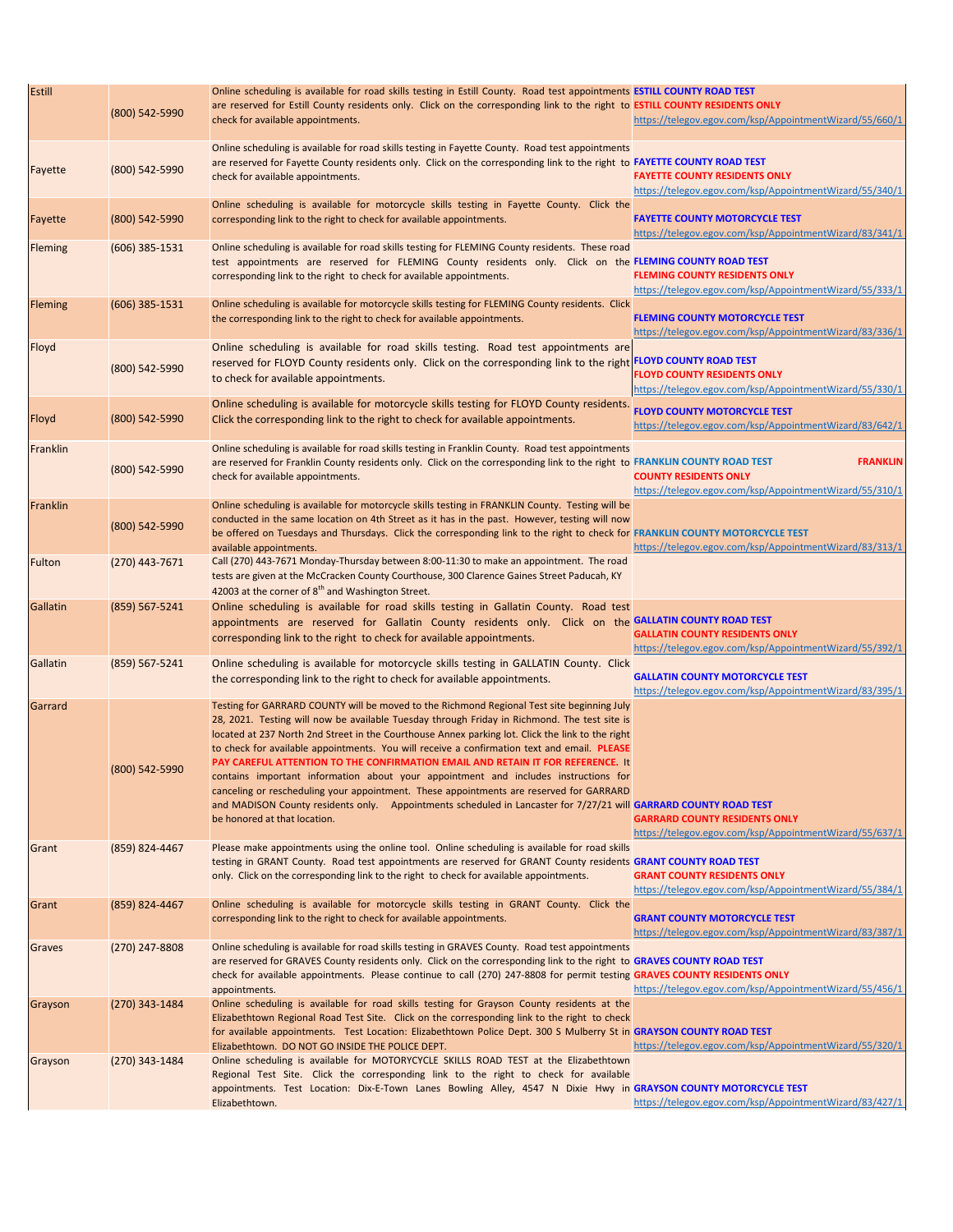| Estill | (800) 542-5990 | Online scheduling is available for road skills testing in Estill County. Road test appointments are reserved for Estill County residents only. Click on the corresponding link to the right to check for available appointments. | **ESTILL COUNTY ROAD TEST** **ESTILL COUNTY RESIDENTS ONLY** https://telegov.egov.com/ksp/AppointmentWizard/55/660/1 |
|---|---|---|---|
| Fayette | (800) 542-5990 | Online scheduling is available for road skills testing in Fayette County. Road test appointments are reserved for Fayette County residents only. Click on the corresponding link to the right to check for available appointments. | **FAYETTE COUNTY ROAD TEST** **FAYETTE COUNTY RESIDENTS ONLY** https://telegov.egov.com/ksp/AppointmentWizard/55/340/1 |
| Fayette | (800) 542-5990 | Online scheduling is available for motorcycle skills testing in Fayette County. Click the corresponding link to the right to check for available appointments. | **FAYETTE COUNTY MOTORCYCLE TEST** https://telegov.egov.com/ksp/AppointmentWizard/83/341/1 |
| Fleming | (606) 385-1531 | Online scheduling is available for road skills testing for FLEMING County residents. These road test appointments are reserved for FLEMING County residents only. Click on the corresponding link to the right to check for available appointments. | **FLEMING COUNTY ROAD TEST** **FLEMING COUNTY RESIDENTS ONLY** https://telegov.egov.com/ksp/AppointmentWizard/55/333/1 |
| Fleming | (606) 385-1531 | Online scheduling is available for motorcycle skills testing for FLEMING County residents. Click the corresponding link to the right to check for available appointments. | **FLEMING COUNTY MOTORCYCLE TEST** https://telegov.egov.com/ksp/AppointmentWizard/83/336/1 |
| Floyd | (800) 542-5990 | Online scheduling is available for road skills testing. Road test appointments are reserved for FLOYD County residents only. Click on the corresponding link to the right to check for available appointments. | **FLOYD COUNTY ROAD TEST** **FLOYD COUNTY RESIDENTS ONLY** https://telegov.egov.com/ksp/AppointmentWizard/55/330/1 |
| Floyd | (800) 542-5990 | Online scheduling is available for motorcycle skills testing for FLOYD County residents. Click the corresponding link to the right to check for available appointments. | **FLOYD COUNTY MOTORCYCLE TEST** https://telegov.egov.com/ksp/AppointmentWizard/83/642/1 |
| Franklin | (800) 542-5990 | Online scheduling is available for road skills testing in Franklin County. Road test appointments are reserved for Franklin County residents only. Click on the corresponding link to the right to check for available appointments. | **FRANKLIN COUNTY ROAD TEST** **FRANKLIN COUNTY RESIDENTS ONLY** https://telegov.egov.com/ksp/AppointmentWizard/55/310/1 |
| Franklin | (800) 542-5990 | Online scheduling is available for motorcycle skills testing in FRANKLIN County. Testing will be conducted in the same location on 4th Street as it has in the past. However, testing will now be offered on Tuesdays and Thursdays. Click the corresponding link to the right to check for available appointments. | **FRANKLIN COUNTY MOTORCYCLE TEST** https://telegov.egov.com/ksp/AppointmentWizard/83/313/1 |
| Fulton | (270) 443-7671 | Call (270) 443-7671 Monday-Thursday between 8:00-11:30 to make an appointment. The road tests are given at the McCracken County Courthouse, 300 Clarence Gaines Street Paducah, KY 42003 at the corner of 8th and Washington Street. | |
| Gallatin | (859) 567-5241 | Online scheduling is available for road skills testing in Gallatin County. Road test appointments are reserved for Gallatin County residents only. Click on the corresponding link to the right to check for available appointments. | **GALLATIN COUNTY ROAD TEST** **GALLATIN COUNTY RESIDENTS ONLY** https://telegov.egov.com/ksp/AppointmentWizard/55/392/1 |
| Gallatin | (859) 567-5241 | Online scheduling is available for motorcycle skills testing in GALLATIN County. Click the corresponding link to the right to check for available appointments. | **GALLATIN COUNTY MOTORCYCLE TEST** https://telegov.egov.com/ksp/AppointmentWizard/83/395/1 |
| Garrard | (800) 542-5990 | Testing for GARRARD COUNTY will be moved to the Richmond Regional Test site beginning July 28, 2021. Testing will now be available Tuesday through Friday in Richmond. The test site is located at 237 North 2nd Street in the Courthouse Annex parking lot. Click the link to the right to check for available appointments. You will receive a confirmation text and email. **PLEASE PAY CAREFUL ATTENTION TO THE CONFIRMATION EMAIL AND RETAIN IT FOR REFERENCE.** It contains important information about your appointment and includes instructions for canceling or rescheduling your appointment. These appointments are reserved for GARRARD and MADISON County residents only. Appointments scheduled in Lancaster for 7/27/21 will be honored at that location. | **GARRARD COUNTY ROAD TEST** **GARRARD COUNTY RESIDENTS ONLY** https://telegov.egov.com/ksp/AppointmentWizard/55/637/1 |
| Grant | (859) 824-4467 | Please make appointments using the online tool. Online scheduling is available for road skills testing in GRANT County. Road test appointments are reserved for GRANT County residents only. Click on the corresponding link to the right to check for available appointments. | **GRANT COUNTY ROAD TEST** **GRANT COUNTY RESIDENTS ONLY** https://telegov.egov.com/ksp/AppointmentWizard/55/384/1 |
| Grant | (859) 824-4467 | Online scheduling is available for motorcycle skills testing in GRANT County. Click the corresponding link to the right to check for available appointments. | **GRANT COUNTY MOTORCYCLE TEST** https://telegov.egov.com/ksp/AppointmentWizard/83/387/1 |
| Graves | (270) 247-8808 | Online scheduling is available for road skills testing in GRAVES County. Road test appointments are reserved for GRAVES County residents only. Click on the corresponding link to the right to check for available appointments. Please continue to call (270) 247-8808 for permit testing appointments. | **GRAVES COUNTY ROAD TEST** **GRAVES COUNTY RESIDENTS ONLY** https://telegov.egov.com/ksp/AppointmentWizard/55/456/1 |
| Grayson | (270) 343-1484 | Online scheduling is available for road skills testing for Grayson County residents at the Elizabethtown Regional Road Test Site. Click on the corresponding link to the right to check for available appointments. Test Location: Elizabethtown Police Dept. 300 S Mulberry St in Elizabethtown. DO NOT GO INSIDE THE POLICE DEPT. | **GRAYSON COUNTY ROAD TEST** https://telegov.egov.com/ksp/AppointmentWizard/55/320/1 |
| Grayson | (270) 343-1484 | Online scheduling is available for MOTORCYCLE SKILLS ROAD TEST at the Elizabethtown Regional Test Site. Click the corresponding link to the right to check for available appointments. Test Location: Dix-E-Town Lanes Bowling Alley, 4547 N Dixie Hwy in Elizabethtown. | **GRAYSON COUNTY MOTORCYCLE TEST** https://telegov.egov.com/ksp/AppointmentWizard/83/427/1 |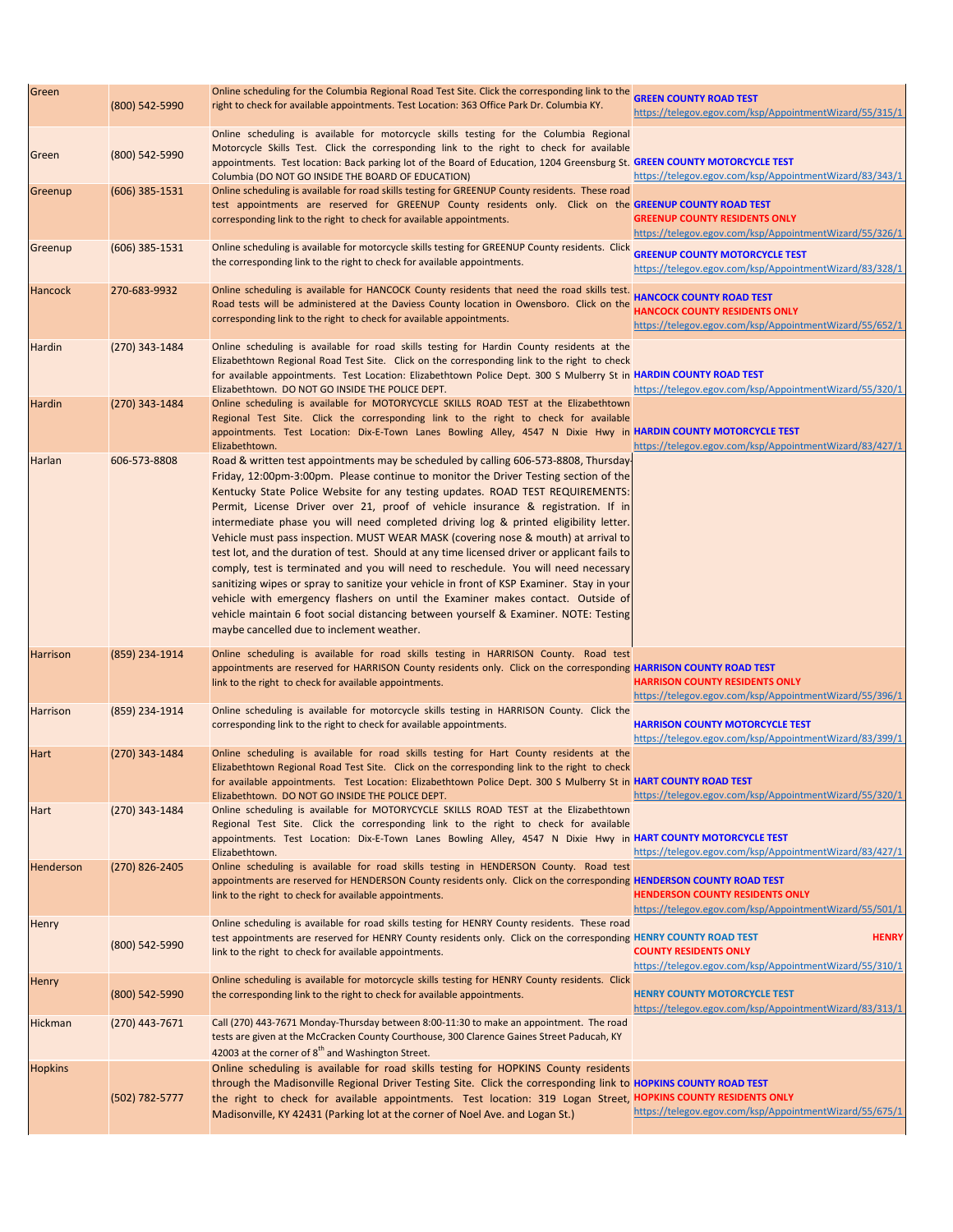| Green | (800) 542-5990 | Online scheduling for the Columbia Regional Road Test Site. Click the corresponding link to the right to check for available appointments. Test Location: 363 Office Park Dr. Columbia KY. | **GREEN COUNTY ROAD TEST** https://telegov.egov.com/ksp/AppointmentWizard/55/315/1 |
|---|---|---|---|
| Green | (800) 542-5990 | Online scheduling is available for motorcycle skills testing for the Columbia Regional Motorcycle Skills Test. Click the corresponding link to the right to check for available appointments. Test location: Back parking lot of the Board of Education, 1204 Greensburg St. Columbia (DO NOT GO INSIDE THE BOARD OF EDUCATION) | **GREEN COUNTY MOTORCYCLE TEST** https://telegov.egov.com/ksp/AppointmentWizard/83/343/1 |
| Greenup | (606) 385-1531 | Online scheduling is available for road skills testing for GREENUP County residents. These road test appointments are reserved for GREENUP County residents only. Click on the corresponding link to the right to check for available appointments. | **GREENUP COUNTY ROAD TEST** **GREENUP COUNTY RESIDENTS ONLY** https://telegov.egov.com/ksp/AppointmentWizard/55/326/1 |
| Greenup | (606) 385-1531 | Online scheduling is available for motorcycle skills testing for GREENUP County residents. Click the corresponding link to the right to check for available appointments. | **GREENUP COUNTY MOTORCYCLE TEST** https://telegov.egov.com/ksp/AppointmentWizard/83/328/1 |
| Hancock | 270-683-9932 | Online scheduling is available for HANCOCK County residents that need the road skills test. Road tests will be administered at the Daviess County location in Owensboro. Click on the corresponding link to the right to check for available appointments. | **HANCOCK COUNTY ROAD TEST** **HANCOCK COUNTY RESIDENTS ONLY** https://telegov.egov.com/ksp/AppointmentWizard/55/652/1 |
| Hardin | (270) 343-1484 | Online scheduling is available for road skills testing for Hardin County residents at the Elizabethtown Regional Road Test Site. Click on the corresponding link to the right to check for available appointments. Test Location: Elizabethtown Police Dept. 300 S Mulberry St in Elizabethtown. DO NOT GO INSIDE THE POLICE DEPT. | **HARDIN COUNTY ROAD TEST** https://telegov.egov.com/ksp/AppointmentWizard/55/320/1 |
| Hardin | (270) 343-1484 | Online scheduling is available for MOTORYCYCLE SKILLS ROAD TEST at the Elizabethtown Regional Test Site. Click the corresponding link to the right to check for available appointments. Test Location: Dix-E-Town Lanes Bowling Alley, 4547 N Dixie Hwy in Elizabethtown. | **HARDIN COUNTY MOTORCYCLE TEST** https://telegov.egov.com/ksp/AppointmentWizard/83/427/1 |
| Harlan | 606-573-8808 | Road & written test appointments may be scheduled by calling 606-573-8808, Thursday-Friday, 12:00pm-3:00pm. Please continue to monitor the Driver Testing section of the Kentucky State Police Website for any testing updates. ROAD TEST REQUIREMENTS: Permit, License Driver over 21, proof of vehicle insurance & registration. If in intermediate phase you will need completed driving log & printed eligibility letter. Vehicle must pass inspection. MUST WEAR MASK (covering nose & mouth) at arrival to test lot, and the duration of test. Should at any time licensed driver or applicant fails to comply, test is terminated and you will need to reschedule. You will need necessary sanitizing wipes or spray to sanitize your vehicle in front of KSP Examiner. Stay in your vehicle with emergency flashers on until the Examiner makes contact. Outside of vehicle maintain 6 foot social distancing between yourself & Examiner. NOTE: Testing maybe cancelled due to inclement weather. | |
| Harrison | (859) 234-1914 | Online scheduling is available for road skills testing in HARRISON County. Road test appointments are reserved for HARRISON County residents only. Click on the corresponding link to the right to check for available appointments. | **HARRISON COUNTY ROAD TEST** **HARRISON COUNTY RESIDENTS ONLY** https://telegov.egov.com/ksp/AppointmentWizard/55/396/1 |
| Harrison | (859) 234-1914 | Online scheduling is available for motorcycle skills testing in HARRISON County. Click the corresponding link to the right to check for available appointments. | **HARRISON COUNTY MOTORCYCLE TEST** https://telegov.egov.com/ksp/AppointmentWizard/83/399/1 |
| Hart | (270) 343-1484 | Online scheduling is available for road skills testing for Hart County residents at the Elizabethtown Regional Road Test Site. Click on the corresponding link to the right to check for available appointments. Test Location: Elizabethtown Police Dept. 300 S Mulberry St in Elizabethtown. DO NOT GO INSIDE THE POLICE DEPT. | **HART COUNTY ROAD TEST** https://telegov.egov.com/ksp/AppointmentWizard/55/320/1 |
| Hart | (270) 343-1484 | Online scheduling is available for MOTORYCYCLE SKILLS ROAD TEST at the Elizabethtown Regional Test Site. Click the corresponding link to the right to check for available appointments. Test Location: Dix-E-Town Lanes Bowling Alley, 4547 N Dixie Hwy in Elizabethtown. | **HART COUNTY MOTORCYCLE TEST** https://telegov.egov.com/ksp/AppointmentWizard/83/427/1 |
| Henderson | (270) 826-2405 | Online scheduling is available for road skills testing in HENDERSON County. Road test appointments are reserved for HENDERSON County residents only. Click on the corresponding link to the right to check for available appointments. | **HENDERSON COUNTY ROAD TEST** **HENDERSON COUNTY RESIDENTS ONLY** https://telegov.egov.com/ksp/AppointmentWizard/55/501/1 |
| Henry | (800) 542-5990 | Online scheduling is available for road skills testing for HENRY County residents. These road test appointments are reserved for HENRY County residents only. Click on the corresponding link to the right to check for available appointments. | **HENRY COUNTY ROAD TEST** **HENRY COUNTY RESIDENTS ONLY** https://telegov.egov.com/ksp/AppointmentWizard/55/310/1 |
| Henry | (800) 542-5990 | Online scheduling is available for motorcycle skills testing for HENRY County residents. Click the corresponding link to the right to check for available appointments. | **HENRY COUNTY MOTORCYCLE TEST** https://telegov.egov.com/ksp/AppointmentWizard/83/313/1 |
| Hickman | (270) 443-7671 | Call (270) 443-7671 Monday-Thursday between 8:00-11:30 to make an appointment. The road tests are given at the McCracken County Courthouse, 300 Clarence Gaines Street Paducah, KY 42003 at the corner of 8th and Washington Street. | |
| Hopkins | (502) 782-5777 | Online scheduling is available for road skills testing for HOPKINS County residents through the Madisonville Regional Driver Testing Site. Click the corresponding link to the right to check for available appointments. Test location: 319 Logan Street, Madisonville, KY 42431 (Parking lot at the corner of Noel Ave. and Logan St.) | **HOPKINS COUNTY ROAD TEST** **HOPKINS COUNTY RESIDENTS ONLY** https://telegov.egov.com/ksp/AppointmentWizard/55/675/1 |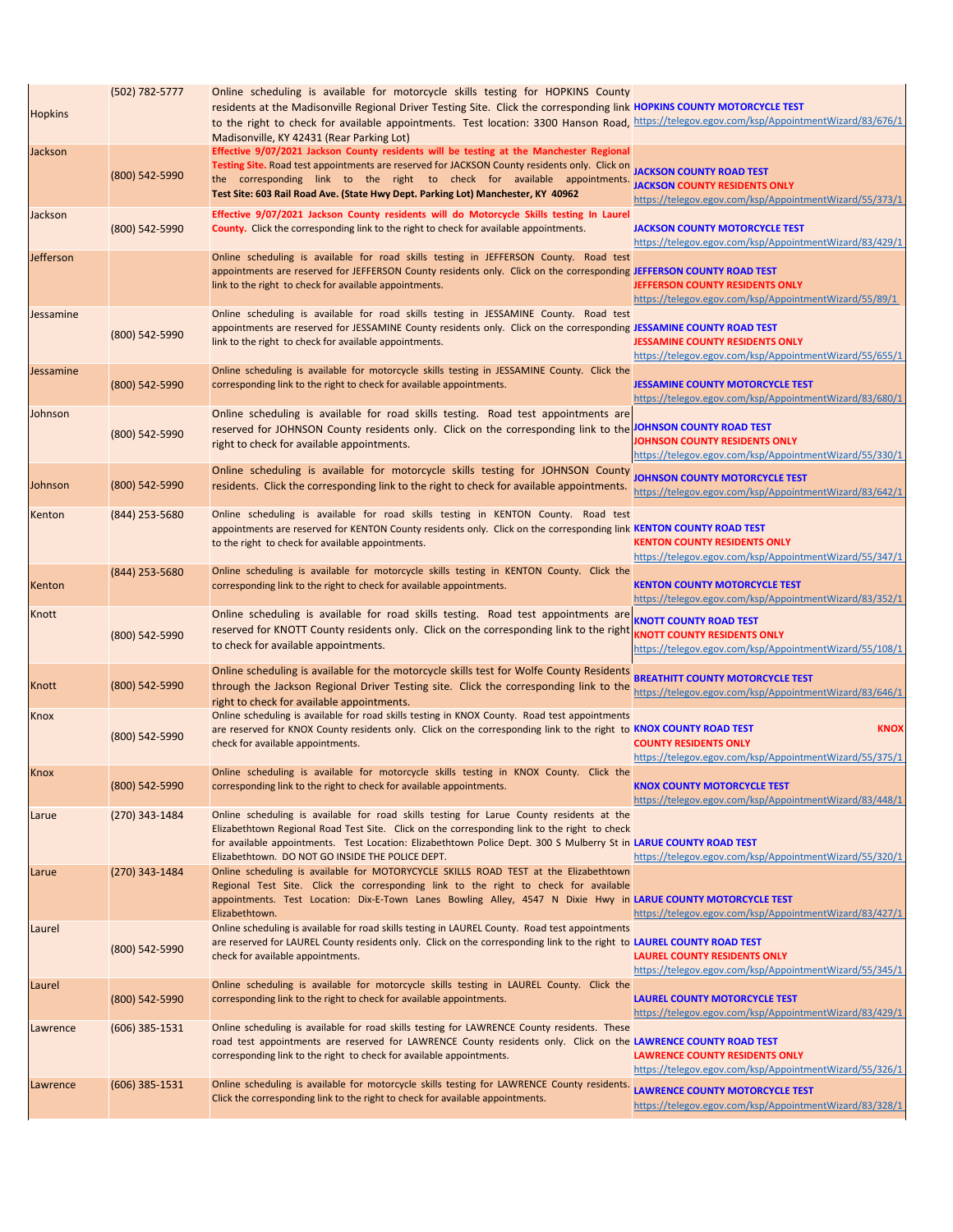| | | | |
|---|---|---|---|
| Hopkins | (502) 782-5777 | Online scheduling is available for motorcycle skills testing for HOPKINS County residents at the Madisonville Regional Driver Testing Site. Click the corresponding link to the right to check for available appointments. Test location: 3300 Hanson Road, Madisonville, KY 42431 (Rear Parking Lot) | **HOPKINS COUNTY MOTORCYCLE TEST** https://telegov.egov.com/ksp/AppointmentWizard/83/676/1 |
| Jackson | (800) 542-5990 | **Effective 9/07/2021 Jackson County residents will be testing at the Manchester Regional Testing Site.** Road test appointments are reserved for JACKSON County residents only. Click on the corresponding link to the right to check for available appointments. **Test Site: 603 Rail Road Ave. (State Hwy Dept. Parking Lot) Manchester, KY 40962** | **JACKSON COUNTY ROAD TEST** **JACKSON COUNTY RESIDENTS ONLY** https://telegov.egov.com/ksp/AppointmentWizard/55/373/1 |
| Jackson | (800) 542-5990 | **Effective 9/07/2021 Jackson County residents will do Motorcycle Skills testing In Laurel County.** Click the corresponding link to the right to check for available appointments. | **JACKSON COUNTY MOTORCYCLE TEST** https://telegov.egov.com/ksp/AppointmentWizard/83/429/1 |
| Jefferson | | Online scheduling is available for road skills testing in JEFFERSON County. Road test appointments are reserved for JEFFERSON County residents only. Click on the corresponding link to the right to check for available appointments. | **JEFFERSON COUNTY ROAD TEST** **JEFFERSON COUNTY RESIDENTS ONLY** https://telegov.egov.com/ksp/AppointmentWizard/55/89/1 |
| Jessamine | (800) 542-5990 | Online scheduling is available for road skills testing in JESSAMINE County. Road test appointments are reserved for JESSAMINE County residents only. Click on the corresponding link to the right to check for available appointments. | **JESSAMINE COUNTY ROAD TEST** **JESSAMINE COUNTY RESIDENTS ONLY** https://telegov.egov.com/ksp/AppointmentWizard/55/655/1 |
| Jessamine | (800) 542-5990 | Online scheduling is available for motorcycle skills testing in JESSAMINE County. Click the corresponding link to the right to check for available appointments. | **JESSAMINE COUNTY MOTORCYCLE TEST** https://telegov.egov.com/ksp/AppointmentWizard/83/680/1 |
| Johnson | (800) 542-5990 | Online scheduling is available for road skills testing. Road test appointments are reserved for JOHNSON County residents only. Click on the corresponding link to the right to check for available appointments. | **JOHNSON COUNTY ROAD TEST** **JOHNSON COUNTY RESIDENTS ONLY** https://telegov.egov.com/ksp/AppointmentWizard/55/330/1 |
| Johnson | (800) 542-5990 | Online scheduling is available for motorcycle skills testing for JOHNSON County residents. Click the corresponding link to the right to check for available appointments. | **JOHNSON COUNTY MOTORCYCLE TEST** https://telegov.egov.com/ksp/AppointmentWizard/83/642/1 |
| Kenton | (844) 253-5680 | Online scheduling is available for road skills testing in KENTON County. Road test appointments are reserved for KENTON County residents only. Click on the corresponding link to the right to check for available appointments. | **KENTON COUNTY ROAD TEST** **KENTON COUNTY RESIDENTS ONLY** https://telegov.egov.com/ksp/AppointmentWizard/55/347/1 |
| Kenton | (844) 253-5680 | Online scheduling is available for motorcycle skills testing in KENTON County. Click the corresponding link to the right to check for available appointments. | **KENTON COUNTY MOTORCYCLE TEST** https://telegov.egov.com/ksp/AppointmentWizard/83/352/1 |
| Knott | (800) 542-5990 | Online scheduling is available for road skills testing. Road test appointments are reserved for KNOTT County residents only. Click on the corresponding link to the right to check for available appointments. | **KNOTT COUNTY ROAD TEST** **KNOTT COUNTY RESIDENTS ONLY** https://telegov.egov.com/ksp/AppointmentWizard/55/108/1 |
| Knott | (800) 542-5990 | Online scheduling is available for the motorcycle skills test for Wolfe County Residents through the Jackson Regional Driver Testing site. Click the corresponding link to the right to check for available appointments. | **BREATHITT COUNTY MOTORCYCLE TEST** https://telegov.egov.com/ksp/AppointmentWizard/83/646/1 |
| Knox | (800) 542-5990 | Online scheduling is available for road skills testing in KNOX County. Road test appointments are reserved for KNOX County residents only. Click on the corresponding link to the right to check for available appointments. | **KNOX COUNTY ROAD TEST** **KNOX COUNTY RESIDENTS ONLY** https://telegov.egov.com/ksp/AppointmentWizard/55/375/1 |
| Knox | (800) 542-5990 | Online scheduling is available for motorcycle skills testing in KNOX County. Click the corresponding link to the right to check for available appointments. | **KNOX COUNTY MOTORCYCLE TEST** https://telegov.egov.com/ksp/AppointmentWizard/83/448/1 |
| Larue | (270) 343-1484 | Online scheduling is available for road skills testing for Larue County residents at the Elizabethtown Regional Road Test Site. Click on the corresponding link to the right to check for available appointments. Test Location: Elizabethtown Police Dept. 300 S Mulberry St in Elizabethtown. DO NOT GO INSIDE THE POLICE DEPT. | **LARUE COUNTY ROAD TEST** https://telegov.egov.com/ksp/AppointmentWizard/55/320/1 |
| Larue | (270) 343-1484 | Online scheduling is available for MOTORYCYCLE SKILLS ROAD TEST at the Elizabethtown Regional Test Site. Click the corresponding link to the right to check for available appointments. Test Location: Dix-E-Town Lanes Bowling Alley, 4547 N Dixie Hwy in Elizabethtown. | **LARUE COUNTY MOTORCYCLE TEST** https://telegov.egov.com/ksp/AppointmentWizard/83/427/1 |
| Laurel | (800) 542-5990 | Online scheduling is available for road skills testing in LAUREL County. Road test appointments are reserved for LAUREL County residents only. Click on the corresponding link to the right to check for available appointments. | **LAUREL COUNTY ROAD TEST** **LAUREL COUNTY RESIDENTS ONLY** https://telegov.egov.com/ksp/AppointmentWizard/55/345/1 |
| Laurel | (800) 542-5990 | Online scheduling is available for motorcycle skills testing in LAUREL County. Click the corresponding link to the right to check for available appointments. | **LAUREL COUNTY MOTORCYCLE TEST** https://telegov.egov.com/ksp/AppointmentWizard/83/429/1 |
| Lawrence | (606) 385-1531 | Online scheduling is available for road skills testing for LAWRENCE County residents. These road test appointments are reserved for LAWRENCE County residents only. Click on the corresponding link to the right to check for available appointments. | **LAWRENCE COUNTY ROAD TEST** **LAWRENCE COUNTY RESIDENTS ONLY** https://telegov.egov.com/ksp/AppointmentWizard/55/326/1 |
| Lawrence | (606) 385-1531 | Online scheduling is available for motorcycle skills testing for LAWRENCE County residents. Click the corresponding link to the right to check for available appointments. | **LAWRENCE COUNTY MOTORCYCLE TEST** https://telegov.egov.com/ksp/AppointmentWizard/83/328/1 |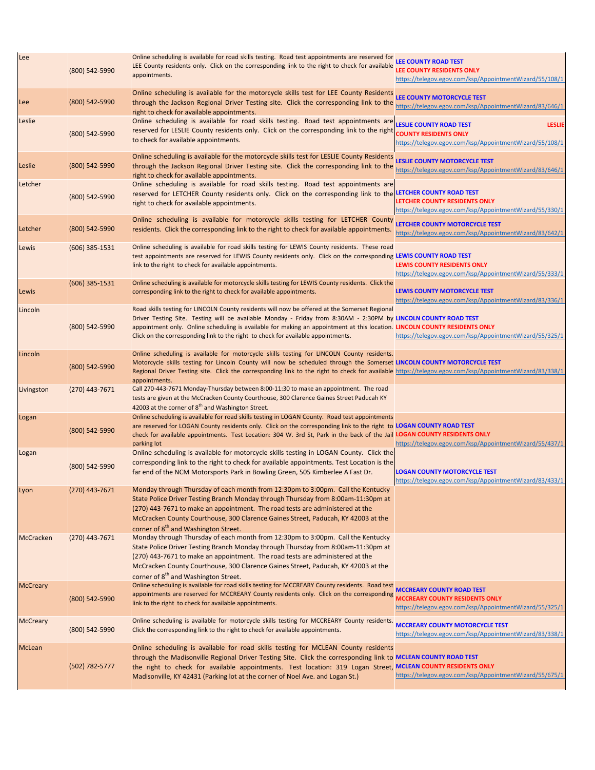| | | | |
|---|---|---|---|
| Lee | (800) 542-5990 | Online scheduling is available for road skills testing. Road test appointments are reserved for LEE County residents only. Click on the corresponding link to the right to check for available appointments. | **LEE COUNTY ROAD TEST** **LEE COUNTY RESIDENTS ONLY** https://telegov.egov.com/ksp/AppointmentWizard/55/108/1 |
| Lee | (800) 542-5990 | Online scheduling is available for the motorcycle skills test for LEE County Residents through the Jackson Regional Driver Testing site. Click the corresponding link to the right to check for available appointments. | **LEE COUNTY MOTORCYCLE TEST** https://telegov.egov.com/ksp/AppointmentWizard/83/646/1 |
| Leslie | (800) 542-5990 | Online scheduling is available for road skills testing. Road test appointments are reserved for LESLIE County residents only. Click on the corresponding link to the right to check for available appointments. | **LESLIE COUNTY ROAD TEST** **LESLIE COUNTY RESIDENTS ONLY** https://telegov.egov.com/ksp/AppointmentWizard/55/108/1 |
| Leslie | (800) 542-5990 | Online scheduling is available for the motorcycle skills test for LESLIE County Residents through the Jackson Regional Driver Testing site. Click the corresponding link to the right to check for available appointments. | **LESLIE COUNTY MOTORCYCLE TEST** https://telegov.egov.com/ksp/AppointmentWizard/83/646/1 |
| Letcher | (800) 542-5990 | Online scheduling is available for road skills testing. Road test appointments are reserved for LETCHER County residents only. Click on the corresponding link to the right to check for available appointments. | **LETCHER COUNTY ROAD TEST** **LETCHER COUNTY RESIDENTS ONLY** https://telegov.egov.com/ksp/AppointmentWizard/55/330/1 |
| Letcher | (800) 542-5990 | Online scheduling is available for motorcycle skills testing for LETCHER County residents. Click the corresponding link to the right to check for available appointments. | **LETCHER COUNTY MOTORCYCLE TEST** https://telegov.egov.com/ksp/AppointmentWizard/83/642/1 |
| Lewis | (606) 385-1531 | Online scheduling is available for road skills testing for LEWIS County residents. These road test appointments are reserved for LEWIS County residents only. Click on the corresponding link to the right to check for available appointments. | **LEWIS COUNTY ROAD TEST** **LEWIS COUNTY RESIDENTS ONLY** https://telegov.egov.com/ksp/AppointmentWizard/55/333/1 |
| Lewis | (606) 385-1531 | Online scheduling is available for motorcycle skills testing for LEWIS County residents. Click the corresponding link to the right to check for available appointments. | **LEWIS COUNTY MOTORCYCLE TEST** https://telegov.egov.com/ksp/AppointmentWizard/83/336/1 |
| Lincoln | (800) 542-5990 | Road skills testing for LINCOLN County residents will now be offered at the Somerset Regional Driver Testing Site. Testing will be available Monday - Friday from 8:30AM - 2:30PM by appointment only. Online scheduling is available for making an appointment at this location. Click on the corresponding link to the right to check for available appointments. | **LINCOLN COUNTY ROAD TEST** **LINCOLN COUNTY RESIDENTS ONLY** https://telegov.egov.com/ksp/AppointmentWizard/55/325/1 |
| Lincoln | (800) 542-5990 | Online scheduling is available for motorcycle skills testing for LINCOLN County residents. Motorcycle skills testing for Lincoln County will now be scheduled through the Somerset Regional Driver Testing site. Click the corresponding link to the right to check for available appointments. | **LINCOLN COUNTY MOTORCYCLE TEST** https://telegov.egov.com/ksp/AppointmentWizard/83/338/1 |
| Livingston | (270) 443-7671 | Call 270-443-7671 Monday-Thursday between 8:00-11:30 to make an appointment. The road tests are given at the McCracken County Courthouse, 300 Clarence Gaines Street Paducah KY 42003 at the corner of 8th and Washington Street. | |
| Logan | (800) 542-5990 | Online scheduling is available for road skills testing in LOGAN County. Road test appointments are reserved for LOGAN County residents only. Click on the corresponding link to the right to check for available appointments. Test Location: 304 W. 3rd St, Park in the back of the Jail parking lot | **LOGAN COUNTY ROAD TEST** **LOGAN COUNTY RESIDENTS ONLY** https://telegov.egov.com/ksp/AppointmentWizard/55/437/1 |
| Logan | (800) 542-5990 | Online scheduling is available for motorcycle skills testing in LOGAN County. Click the corresponding link to the right to check for available appointments. Test Location is the far end of the NCM Motorsports Park in Bowling Green, 505 Kimberlee A Fast Dr. | **LOGAN COUNTY MOTORCYCLE TEST** https://telegov.egov.com/ksp/AppointmentWizard/83/433/1 |
| Lyon | (270) 443-7671 | Monday through Thursday of each month from 12:30pm to 3:00pm. Call the Kentucky State Police Driver Testing Branch Monday through Thursday from 8:00am-11:30pm at (270) 443-7671 to make an appointment. The road tests are administered at the McCracken County Courthouse, 300 Clarence Gaines Street, Paducah, KY 42003 at the corner of 8th and Washington Street. | |
| McCracken | (270) 443-7671 | Monday through Thursday of each month from 12:30pm to 3:00pm. Call the Kentucky State Police Driver Testing Branch Monday through Thursday from 8:00am-11:30pm at (270) 443-7671 to make an appointment. The road tests are administered at the McCracken County Courthouse, 300 Clarence Gaines Street, Paducah, KY 42003 at the corner of 8th and Washington Street. | |
| McCreary | (800) 542-5990 | Online scheduling is available for road skills testing for MCCREARY County residents. Road test appointments are reserved for MCCREARY County residents only. Click on the corresponding link to the right to check for available appointments. | **MCCREARY COUNTY ROAD TEST** **MCCREARY COUNTY RESIDENTS ONLY** https://telegov.egov.com/ksp/AppointmentWizard/55/325/1 |
| McCreary | (800) 542-5990 | Online scheduling is available for motorcycle skills testing for MCCREARY County residents. Click the corresponding link to the right to check for available appointments. | **MCCREARY COUNTY MOTORCYCLE TEST** https://telegov.egov.com/ksp/AppointmentWizard/83/338/1 |
| McLean | (502) 782-5777 | Online scheduling is available for road skills testing for MCLEAN County residents through the Madisonville Regional Driver Testing Site. Click the corresponding link to the right to check for available appointments. Test location: 319 Logan Street, Madisonville, KY 42431 (Parking lot at the corner of Noel Ave. and Logan St.) | **MCLEAN COUNTY ROAD TEST** **MCLEAN COUNTY RESIDENTS ONLY** https://telegov.egov.com/ksp/AppointmentWizard/55/675/1 |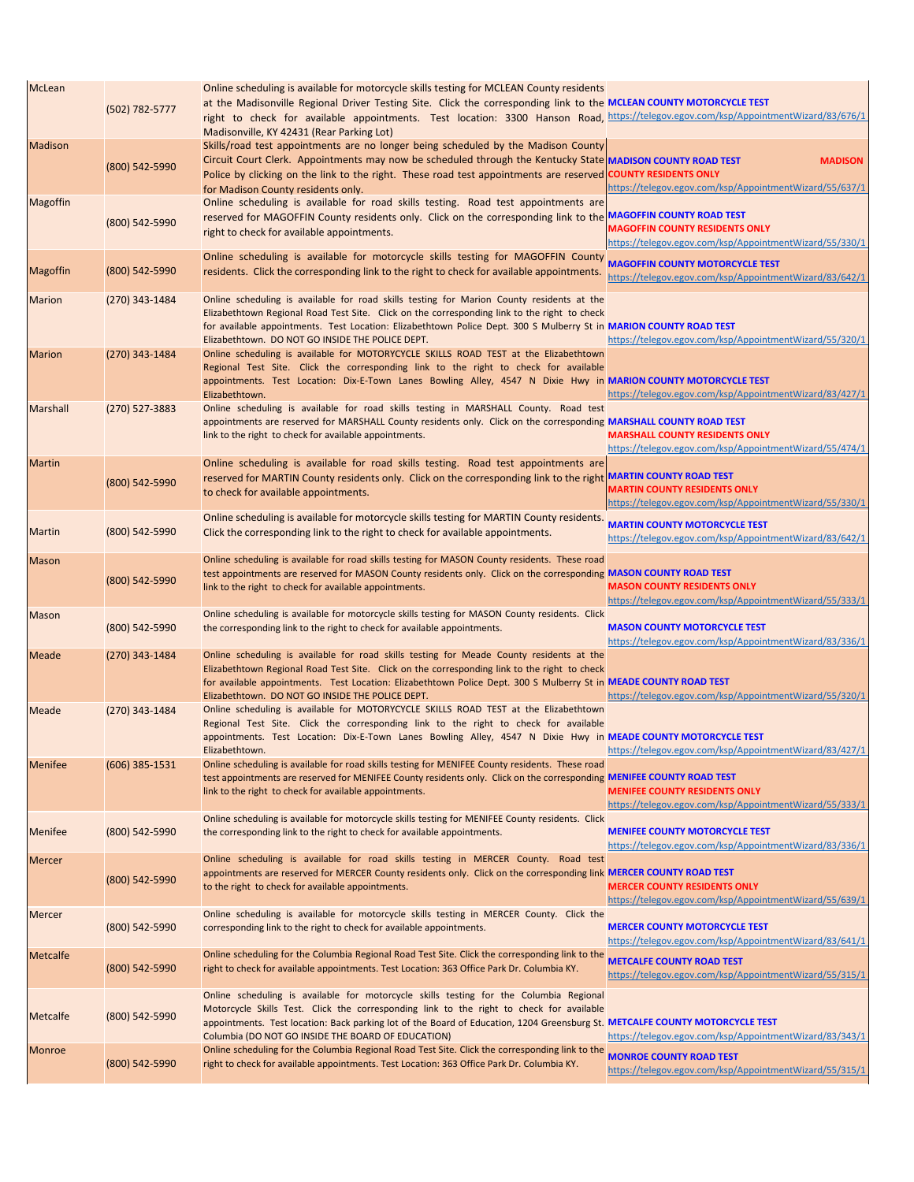| | | | |
|---|---|---|---|
| McLean | (502) 782-5777 | Online scheduling is available for motorcycle skills testing for MCLEAN County residents at the Madisonville Regional Driver Testing Site. Click the corresponding link to the right to check for available appointments. Test location: 3300 Hanson Road, Madisonville, KY 42431 (Rear Parking Lot) | **MCLEAN COUNTY MOTORCYCLE TEST** https://telegov.egov.com/ksp/AppointmentWizard/83/676/1 |
| Madison | (800) 542-5990 | Skills/road test appointments are no longer being scheduled by the Madison County Circuit Court Clerk. Appointments may now be scheduled through the Kentucky State Police by clicking on the link to the right. These road test appointments are reserved for Madison County residents only. | **MADISON COUNTY ROAD TEST MADISON COUNTY RESIDENTS ONLY** https://telegov.egov.com/ksp/AppointmentWizard/55/637/1 |
| Magoffin | (800) 542-5990 | Online scheduling is available for road skills testing. Road test appointments are reserved for MAGOFFIN County residents only. Click on the corresponding link to the right to check for available appointments. | **MAGOFFIN COUNTY ROAD TEST MAGOFFIN COUNTY RESIDENTS ONLY** https://telegov.egov.com/ksp/AppointmentWizard/55/330/1 |
| Magoffin | (800) 542-5990 | Online scheduling is available for motorcycle skills testing for MAGOFFIN County residents. Click the corresponding link to the right to check for available appointments. | **MAGOFFIN COUNTY MOTORCYCLE TEST** https://telegov.egov.com/ksp/AppointmentWizard/83/642/1 |
| Marion | (270) 343-1484 | Online scheduling is available for road skills testing for Marion County residents at the Elizabethtown Regional Road Test Site. Click on the corresponding link to the right to check for available appointments. Test Location: Elizabethtown Police Dept. 300 S Mulberry St in Elizabethtown. DO NOT GO INSIDE THE POLICE DEPT. | **MARION COUNTY ROAD TEST** https://telegov.egov.com/ksp/AppointmentWizard/55/320/1 |
| Marion | (270) 343-1484 | Online scheduling is available for MOTORYCYCLE SKILLS ROAD TEST at the Elizabethtown Regional Test Site. Click the corresponding link to the right to check for available appointments. Test Location: Dix-E-Town Lanes Bowling Alley, 4547 N Dixie Hwy in Elizabethtown. | **MARION COUNTY MOTORCYCLE TEST** https://telegov.egov.com/ksp/AppointmentWizard/83/427/1 |
| Marshall | (270) 527-3883 | Online scheduling is available for road skills testing in MARSHALL County. Road test appointments are reserved for MARSHALL County residents only. Click on the corresponding link to the right to check for available appointments. | **MARSHALL COUNTY ROAD TEST MARSHALL COUNTY RESIDENTS ONLY** https://telegov.egov.com/ksp/AppointmentWizard/55/474/1 |
| Martin | (800) 542-5990 | Online scheduling is available for road skills testing. Road test appointments are reserved for MARTIN County residents only. Click on the corresponding link to the right to check for available appointments. | **MARTIN COUNTY ROAD TEST MARTIN COUNTY RESIDENTS ONLY** https://telegov.egov.com/ksp/AppointmentWizard/55/330/1 |
| Martin | (800) 542-5990 | Online scheduling is available for motorcycle skills testing for MARTIN County residents. Click the corresponding link to the right to check for available appointments. | **MARTIN COUNTY MOTORCYCLE TEST** https://telegov.egov.com/ksp/AppointmentWizard/83/642/1 |
| Mason | (800) 542-5990 | Online scheduling is available for road skills testing for MASON County residents. These road test appointments are reserved for MASON County residents only. Click on the corresponding link to the right to check for available appointments. | **MASON COUNTY ROAD TEST MASON COUNTY RESIDENTS ONLY** https://telegov.egov.com/ksp/AppointmentWizard/55/333/1 |
| Mason | (800) 542-5990 | Online scheduling is available for motorcycle skills testing for MASON County residents. Click the corresponding link to the right to check for available appointments. | **MASON COUNTY MOTORCYCLE TEST** https://telegov.egov.com/ksp/AppointmentWizard/83/336/1 |
| Meade | (270) 343-1484 | Online scheduling is available for road skills testing for Meade County residents at the Elizabethtown Regional Road Test Site. Click on the corresponding link to the right to check for available appointments. Test Location: Elizabethtown Police Dept. 300 S Mulberry St in Elizabethtown. DO NOT GO INSIDE THE POLICE DEPT. | **MEADE COUNTY ROAD TEST** https://telegov.egov.com/ksp/AppointmentWizard/55/320/1 |
| Meade | (270) 343-1484 | Online scheduling is available for MOTORYCYCLE SKILLS ROAD TEST at the Elizabethtown Regional Test Site. Click the corresponding link to the right to check for available appointments. Test Location: Dix-E-Town Lanes Bowling Alley, 4547 N Dixie Hwy in Elizabethtown. | **MEADE COUNTY MOTORCYCLE TEST** https://telegov.egov.com/ksp/AppointmentWizard/83/427/1 |
| Menifee | (606) 385-1531 | Online scheduling is available for road skills testing for MENIFEE County residents. These road test appointments are reserved for MENIFEE County residents only. Click on the corresponding link to the right to check for available appointments. | **MENIFEE COUNTY ROAD TEST MENIFEE COUNTY RESIDENTS ONLY** https://telegov.egov.com/ksp/AppointmentWizard/55/333/1 |
| Menifee | (800) 542-5990 | Online scheduling is available for motorcycle skills testing for MENIFEE County residents. Click the corresponding link to the right to check for available appointments. | **MENIFEE COUNTY MOTORCYCLE TEST** https://telegov.egov.com/ksp/AppointmentWizard/83/336/1 |
| Mercer | (800) 542-5990 | Online scheduling is available for road skills testing in MERCER County. Road test appointments are reserved for MERCER County residents only. Click on the corresponding link to the right to check for available appointments. | **MERCER COUNTY ROAD TEST MERCER COUNTY RESIDENTS ONLY** https://telegov.egov.com/ksp/AppointmentWizard/55/639/1 |
| Mercer | (800) 542-5990 | Online scheduling is available for motorcycle skills testing in MERCER County. Click the corresponding link to the right to check for available appointments. | **MERCER COUNTY MOTORCYCLE TEST** https://telegov.egov.com/ksp/AppointmentWizard/83/641/1 |
| Metcalfe | (800) 542-5990 | Online scheduling for the Columbia Regional Road Test Site. Click the corresponding link to the right to check for available appointments. Test Location: 363 Office Park Dr. Columbia KY. | **METCALFE COUNTY ROAD TEST** https://telegov.egov.com/ksp/AppointmentWizard/55/315/1 |
| Metcalfe | (800) 542-5990 | Online scheduling is available for motorcycle skills testing for the Columbia Regional Motorcycle Skills Test. Click the corresponding link to the right to check for available appointments. Test location: Back parking lot of the Board of Education, 1204 Greensburg St. Columbia (DO NOT GO INSIDE THE BOARD OF EDUCATION) | **METCALFE COUNTY MOTORCYCLE TEST** https://telegov.egov.com/ksp/AppointmentWizard/83/343/1 |
| Monroe | (800) 542-5990 | Online scheduling for the Columbia Regional Road Test Site. Click the corresponding link to the right to check for available appointments. Test Location: 363 Office Park Dr. Columbia KY. | **MONROE COUNTY ROAD TEST** https://telegov.egov.com/ksp/AppointmentWizard/55/315/1 |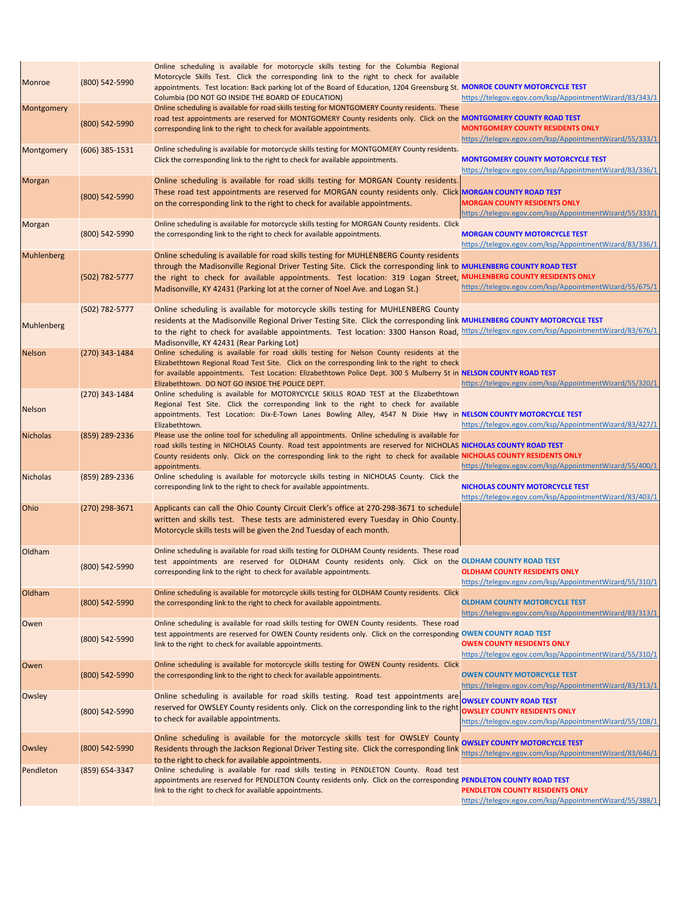| Monroe | (800) 542-5990 | Online scheduling is available for motorcycle skills testing for the Columbia Regional Motorcycle Skills Test. Click the corresponding link to the right to check for available appointments. Test location: Back parking lot of the Board of Education, 1204 Greensburg St. Columbia (DO NOT GO INSIDE THE BOARD OF EDUCATION) | **MONROE COUNTY MOTORCYCLE TEST** https://telegov.egov.com/ksp/AppointmentWizard/83/343/1 |
|---|---|---|---|
| Montgomery | (800) 542-5990 | Online scheduling is available for road skills testing for MONTGOMERY County residents. These road test appointments are reserved for MONTGOMERY County residents only. Click on the corresponding link to the right to check for available appointments. | **MONTGOMERY COUNTY ROAD TEST** **MONTGOMERY COUNTY RESIDENTS ONLY** https://telegov.egov.com/ksp/AppointmentWizard/55/333/1 |
| Montgomery | (606) 385-1531 | Online scheduling is available for motorcycle skills testing for MONTGOMERY County residents. Click the corresponding link to the right to check for available appointments. | **MONTGOMERY COUNTY MOTORCYCLE TEST** https://telegov.egov.com/ksp/AppointmentWizard/83/336/1 |
| Morgan | (800) 542-5990 | Online scheduling is available for road skills testing for MORGAN County residents. These road test appointments are reserved for MORGAN county residents only. Click on the corresponding link to the right to check for available appointments. | **MORGAN COUNTY ROAD TEST** **MORGAN COUNTY RESIDENTS ONLY** https://telegov.egov.com/ksp/AppointmentWizard/55/333/1 |
| Morgan | (800) 542-5990 | Online scheduling is available for motorcycle skills testing for MORGAN County residents. Click the corresponding link to the right to check for available appointments. | **MORGAN COUNTY MOTORCYCLE TEST** https://telegov.egov.com/ksp/AppointmentWizard/83/336/1 |
| Muhlenberg | (502) 782-5777 | Online scheduling is available for road skills testing for MUHLENBERG County residents through the Madisonville Regional Driver Testing Site. Click the corresponding link to the right to check for available appointments. Test location: 319 Logan Street, Madisonville, KY 42431 (Parking lot at the corner of Noel Ave. and Logan St.) | **MUHLENBERG COUNTY ROAD TEST** **MUHLENBERG COUNTY RESIDENTS ONLY** https://telegov.egov.com/ksp/AppointmentWizard/55/675/1 |
| Muhlenberg | (502) 782-5777 | Online scheduling is available for motorcycle skills testing for MUHLENBERG County residents at the Madisonville Regional Driver Testing Site. Click the corresponding link to the right to check for available appointments. Test location: 3300 Hanson Road, Madisonville, KY 42431 (Rear Parking Lot) | **MUHLENBERG COUNTY MOTORCYCLE TEST** https://telegov.egov.com/ksp/AppointmentWizard/83/676/1 |
| Nelson | (270) 343-1484 | Online scheduling is available for road skills testing for Nelson County residents at the Elizabethtown Regional Road Test Site. Click on the corresponding link to the right to check for available appointments. Test Location: Elizabethtown Police Dept. 300 S Mulberry St in Elizabethtown. DO NOT GO INSIDE THE POLICE DEPT. | **NELSON COUNTY ROAD TEST** https://telegov.egov.com/ksp/AppointmentWizard/55/320/1 |
| Nelson | (270) 343-1484 | Online scheduling is available for MOTORYCYCLE SKILLS ROAD TEST at the Elizabethtown Regional Test Site. Click the corresponding link to the right to check for available appointments. Test Location: Dix-E-Town Lanes Bowling Alley, 4547 N Dixie Hwy in Elizabethtown. | **NELSON COUNTY MOTORCYCLE TEST** https://telegov.egov.com/ksp/AppointmentWizard/83/427/1 |
| Nicholas | (859) 289-2336 | Please use the online tool for scheduling all appointments. Online scheduling is available for road skills testing in NICHOLAS County. Road test appointments are reserved for NICHOLAS County residents only. Click on the corresponding link to the right to check for available appointments. | **NICHOLAS COUNTY ROAD TEST** **NICHOLAS COUNTY RESIDENTS ONLY** https://telegov.egov.com/ksp/AppointmentWizard/55/400/1 |
| Nicholas | (859) 289-2336 | Online scheduling is available for motorcycle skills testing in NICHOLAS County. Click the corresponding link to the right to check for available appointments. | **NICHOLAS COUNTY MOTORCYCLE TEST** https://telegov.egov.com/ksp/AppointmentWizard/83/403/1 |
| Ohio | (270) 298-3671 | Applicants can call the Ohio County Circuit Clerk's office at 270-298-3671 to schedule written and skills test. These tests are administered every Tuesday in Ohio County. Motorcycle skills tests will be given the 2nd Tuesday of each month. | |
| Oldham | (800) 542-5990 | Online scheduling is available for road skills testing for OLDHAM County residents. These road test appointments are reserved for OLDHAM County residents only. Click on the corresponding link to the right to check for available appointments. | **OLDHAM COUNTY ROAD TEST** **OLDHAM COUNTY RESIDENTS ONLY** https://telegov.egov.com/ksp/AppointmentWizard/55/310/1 |
| Oldham | (800) 542-5990 | Online scheduling is available for motorcycle skills testing for OLDHAM County residents. Click the corresponding link to the right to check for available appointments. | **OLDHAM COUNTY MOTORCYCLE TEST** https://telegov.egov.com/ksp/AppointmentWizard/83/313/1 |
| Owen | (800) 542-5990 | Online scheduling is available for road skills testing for OWEN County residents. These road test appointments are reserved for OWEN County residents only. Click on the corresponding link to the right to check for available appointments. | **OWEN COUNTY ROAD TEST** **OWEN COUNTY RESIDENTS ONLY** https://telegov.egov.com/ksp/AppointmentWizard/55/310/1 |
| Owen | (800) 542-5990 | Online scheduling is available for motorcycle skills testing for OWEN County residents. Click the corresponding link to the right to check for available appointments. | **OWEN COUNTY MOTORCYCLE TEST** https://telegov.egov.com/ksp/AppointmentWizard/83/313/1 |
| Owsley | (800) 542-5990 | Online scheduling is available for road skills testing. Road test appointments are reserved for OWSLEY County residents only. Click on the corresponding link to the right to check for available appointments. | **OWSLEY COUNTY ROAD TEST** **OWSLEY COUNTY RESIDENTS ONLY** https://telegov.egov.com/ksp/AppointmentWizard/55/108/1 |
| Owsley | (800) 542-5990 | Online scheduling is available for the motorcycle skills test for OWSLEY County Residents through the Jackson Regional Driver Testing site. Click the corresponding link to the right to check for available appointments. | **OWSLEY COUNTY MOTORCYCLE TEST** https://telegov.egov.com/ksp/AppointmentWizard/83/646/1 |
| Pendleton | (859) 654-3347 | Online scheduling is available for road skills testing in PENDLETON County. Road test appointments are reserved for PENDLETON County residents only. Click on the corresponding link to the right to check for available appointments. | **PENDLETON COUNTY ROAD TEST** **PENDLETON COUNTY RESIDENTS ONLY** https://telegov.egov.com/ksp/AppointmentWizard/55/388/1 |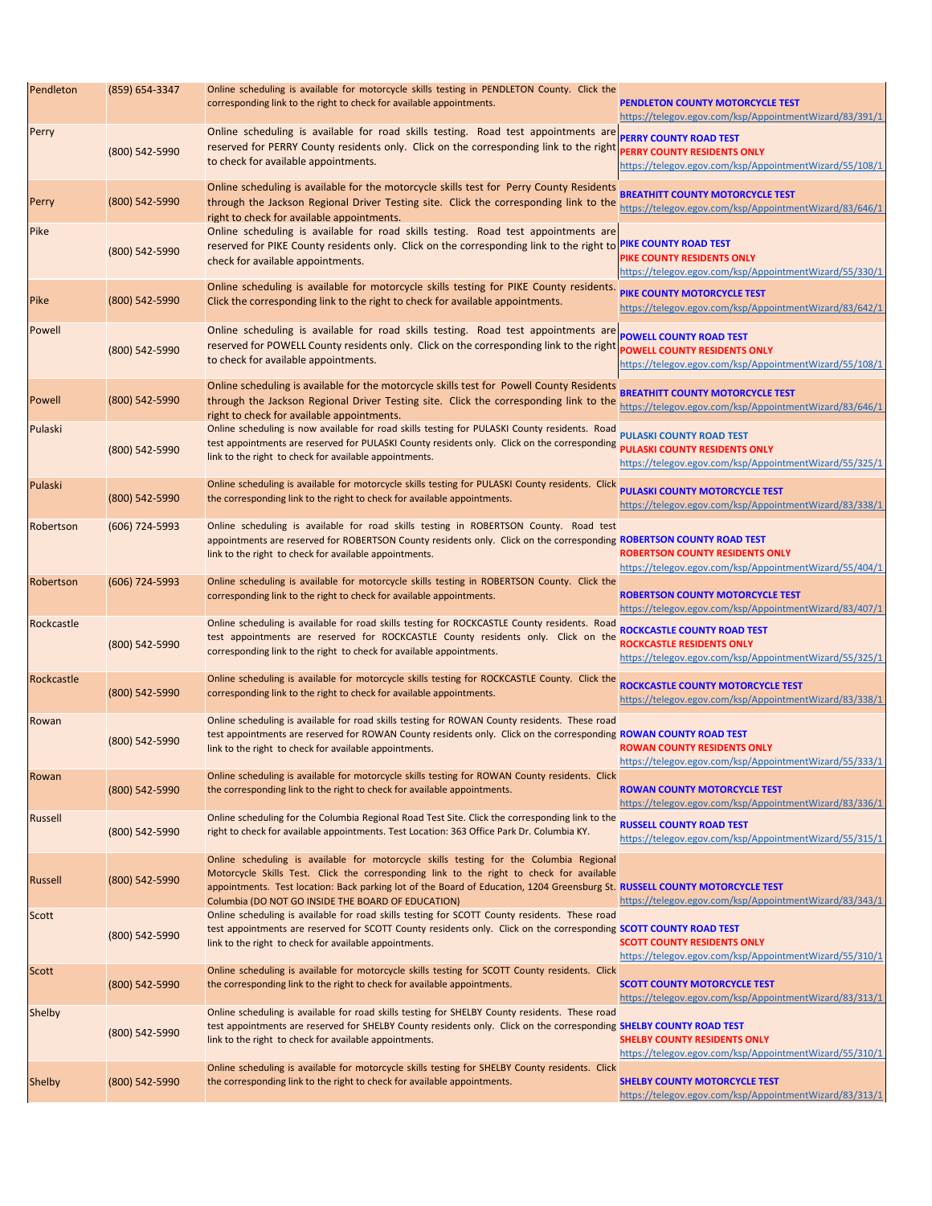| Pendleton | (859) 654-3347 | Online scheduling is available for motorcycle skills testing in PENDLETON County. Click the corresponding link to the right to check for available appointments. | **PENDLETON COUNTY MOTORCYCLE TEST** https://telegov.egov.com/ksp/AppointmentWizard/83/391/1 |
|---|---|---|---|
| Perry | (800) 542-5990 | Online scheduling is available for road skills testing. Road test appointments are reserved for PERRY County residents only. Click on the corresponding link to the right to check for available appointments. | **PERRY COUNTY ROAD TEST** **PERRY COUNTY RESIDENTS ONLY** https://telegov.egov.com/ksp/AppointmentWizard/55/108/1 |
| Perry | (800) 542-5990 | Online scheduling is available for the motorcycle skills test for Perry County Residents through the Jackson Regional Driver Testing site. Click the corresponding link to the right to check for available appointments. | **BREATHITT COUNTY MOTORCYCLE TEST** https://telegov.egov.com/ksp/AppointmentWizard/83/646/1 |
| Pike | (800) 542-5990 | Online scheduling is available for road skills testing. Road test appointments are reserved for PIKE County residents only. Click on the corresponding link to the right to check for available appointments. | **PIKE COUNTY ROAD TEST** **PIKE COUNTY RESIDENTS ONLY** https://telegov.egov.com/ksp/AppointmentWizard/55/330/1 |
| Pike | (800) 542-5990 | Online scheduling is available for motorcycle skills testing for PIKE County residents. Click the corresponding link to the right to check for available appointments. | **PIKE COUNTY MOTORCYCLE TEST** https://telegov.egov.com/ksp/AppointmentWizard/83/642/1 |
| Powell | (800) 542-5990 | Online scheduling is available for road skills testing. Road test appointments are reserved for POWELL County residents only. Click on the corresponding link to the right to check for available appointments. | **POWELL COUNTY ROAD TEST** **POWELL COUNTY RESIDENTS ONLY** https://telegov.egov.com/ksp/AppointmentWizard/55/108/1 |
| Powell | (800) 542-5990 | Online scheduling is available for the motorcycle skills test for Powell County Residents through the Jackson Regional Driver Testing site. Click the corresponding link to the right to check for available appointments. | **BREATHITT COUNTY MOTORCYCLE TEST** https://telegov.egov.com/ksp/AppointmentWizard/83/646/1 |
| Pulaski | (800) 542-5990 | Online scheduling is now available for road skills testing for PULASKI County residents. Road test appointments are reserved for PULASKI County residents only. Click on the corresponding link to the right to check for available appointments. | **PULASKI COUNTY ROAD TEST** **PULASKI COUNTY RESIDENTS ONLY** https://telegov.egov.com/ksp/AppointmentWizard/55/325/1 |
| Pulaski | (800) 542-5990 | Online scheduling is available for motorcycle skills testing for PULASKI County residents. Click the corresponding link to the right to check for available appointments. | **PULASKI COUNTY MOTORCYCLE TEST** https://telegov.egov.com/ksp/AppointmentWizard/83/338/1 |
| Robertson | (606) 724-5993 | Online scheduling is available for road skills testing in ROBERTSON County. Road test appointments are reserved for ROBERTSON County residents only. Click on the corresponding link to the right to check for available appointments. | **ROBERTSON COUNTY ROAD TEST** **ROBERTSON COUNTY RESIDENTS ONLY** https://telegov.egov.com/ksp/AppointmentWizard/55/404/1 |
| Robertson | (606) 724-5993 | Online scheduling is available for motorcycle skills testing in ROBERTSON County. Click the corresponding link to the right to check for available appointments. | **ROBERTSON COUNTY MOTORCYCLE TEST** https://telegov.egov.com/ksp/AppointmentWizard/83/407/1 |
| Rockcastle | (800) 542-5990 | Online scheduling is available for road skills testing for ROCKCASTLE County residents. Road test appointments are reserved for ROCKCASTLE County residents only. Click on the corresponding link to the right to check for available appointments. | **ROCKCASTLE COUNTY ROAD TEST** **ROCKCASTLE RESIDENTS ONLY** https://telegov.egov.com/ksp/AppointmentWizard/55/325/1 |
| Rockcastle | (800) 542-5990 | Online scheduling is available for motorcycle skills testing for ROCKCASTLE County. Click the corresponding link to the right to check for available appointments. | **ROCKCASTLE COUNTY MOTORCYCLE TEST** https://telegov.egov.com/ksp/AppointmentWizard/83/338/1 |
| Rowan | (800) 542-5990 | Online scheduling is available for road skills testing for ROWAN County residents. These road test appointments are reserved for ROWAN County residents only. Click on the corresponding link to the right to check for available appointments. | **ROWAN COUNTY ROAD TEST** **ROWAN COUNTY RESIDENTS ONLY** https://telegov.egov.com/ksp/AppointmentWizard/55/333/1 |
| Rowan | (800) 542-5990 | Online scheduling is available for motorcycle skills testing for ROWAN County residents. Click the corresponding link to the right to check for available appointments. | **ROWAN COUNTY MOTORCYCLE TEST** https://telegov.egov.com/ksp/AppointmentWizard/83/336/1 |
| Russell | (800) 542-5990 | Online scheduling for the Columbia Regional Road Test Site. Click the corresponding link to the right to check for available appointments. Test Location: 363 Office Park Dr. Columbia KY. | **RUSSELL COUNTY ROAD TEST** https://telegov.egov.com/ksp/AppointmentWizard/55/315/1 |
| Russell | (800) 542-5990 | Online scheduling is available for motorcycle skills testing for the Columbia Regional Motorcycle Skills Test. Click the corresponding link to the right to check for available appointments. Test location: Back parking lot of the Board of Education, 1204 Greensburg St. Columbia (DO NOT GO INSIDE THE BOARD OF EDUCATION) | **RUSSELL COUNTY MOTORCYCLE TEST** https://telegov.egov.com/ksp/AppointmentWizard/83/343/1 |
| Scott | (800) 542-5990 | Online scheduling is available for road skills testing for SCOTT County residents. These road test appointments are reserved for SCOTT County residents only. Click on the corresponding link to the right to check for available appointments. | **SCOTT COUNTY ROAD TEST** **SCOTT COUNTY RESIDENTS ONLY** https://telegov.egov.com/ksp/AppointmentWizard/55/310/1 |
| Scott | (800) 542-5990 | Online scheduling is available for motorcycle skills testing for SCOTT County residents. Click the corresponding link to the right to check for available appointments. | **SCOTT COUNTY MOTORCYCLE TEST** https://telegov.egov.com/ksp/AppointmentWizard/83/313/1 |
| Shelby | (800) 542-5990 | Online scheduling is available for road skills testing for SHELBY County residents. These road test appointments are reserved for SHELBY County residents only. Click on the corresponding link to the right to check for available appointments. | **SHELBY COUNTY ROAD TEST** **SHELBY COUNTY RESIDENTS ONLY** https://telegov.egov.com/ksp/AppointmentWizard/55/310/1 |
| Shelby | (800) 542-5990 | Online scheduling is available for motorcycle skills testing for SHELBY County residents. Click the corresponding link to the right to check for available appointments. | **SHELBY COUNTY MOTORCYCLE TEST** https://telegov.egov.com/ksp/AppointmentWizard/83/313/1 |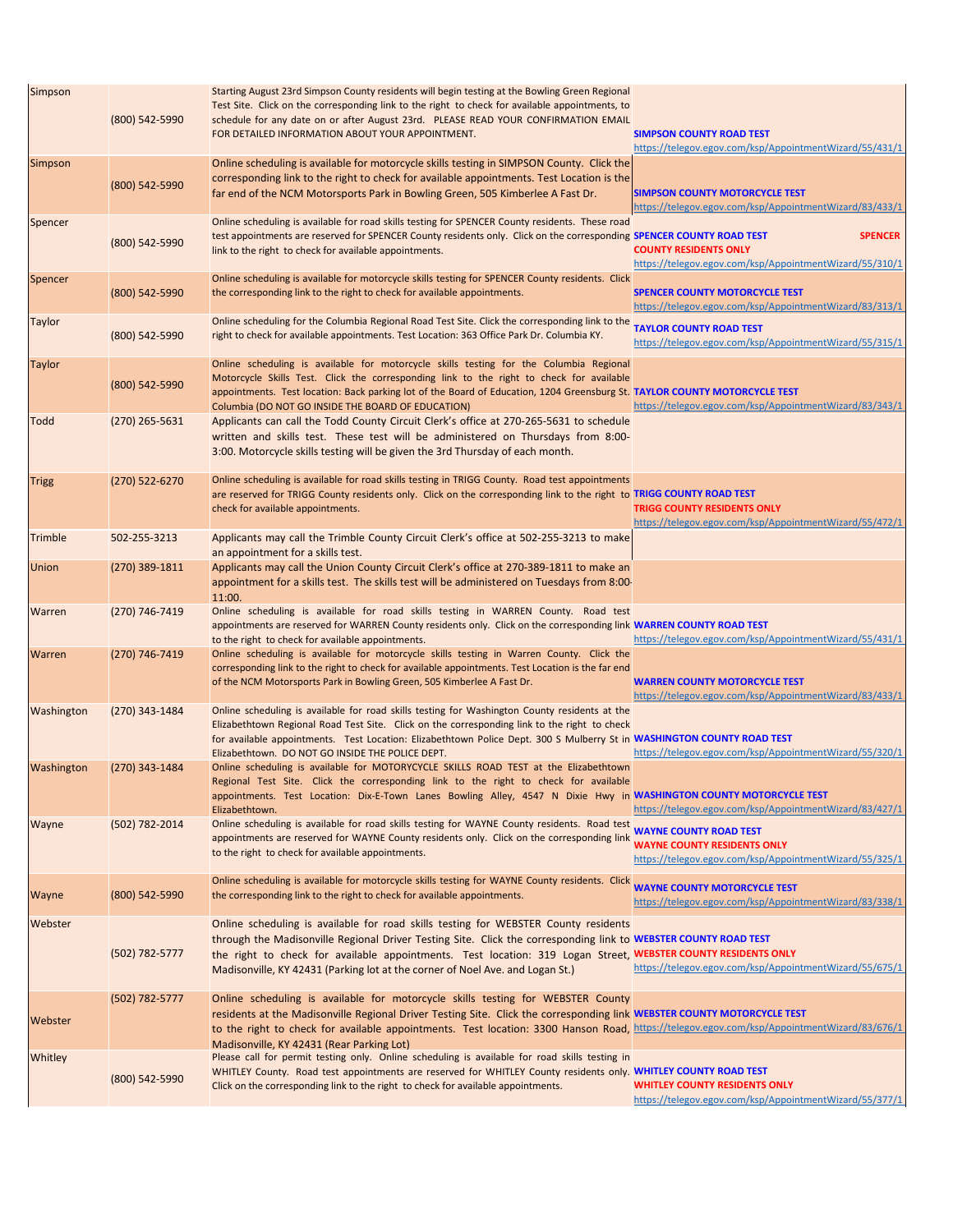| Simpson | (800) 542-5990 | Starting August 23rd Simpson County residents will begin testing at the Bowling Green Regional Test Site. Click on the corresponding link to the right to check for available appointments, to schedule for any date on or after August 23rd. PLEASE READ YOUR CONFIRMATION EMAIL FOR DETAILED INFORMATION ABOUT YOUR APPOINTMENT. | **SIMPSON COUNTY ROAD TEST** https://telegov.egov.com/ksp/AppointmentWizard/55/431/1 |
|---|---|---|---|
| Simpson | (800) 542-5990 | Online scheduling is available for motorcycle skills testing in SIMPSON County. Click the corresponding link to the right to check for available appointments. Test Location is the far end of the NCM Motorsports Park in Bowling Green, 505 Kimberlee A Fast Dr. | **SIMPSON COUNTY MOTORCYCLE TEST** https://telegov.egov.com/ksp/AppointmentWizard/83/433/1 |
| Spencer | (800) 542-5990 | Online scheduling is available for road skills testing for SPENCER County residents. These road test appointments are reserved for SPENCER County residents only. Click on the corresponding link to the right to check for available appointments. | **SPENCER COUNTY ROAD TEST** **SPENCER COUNTY RESIDENTS ONLY** https://telegov.egov.com/ksp/AppointmentWizard/55/310/1 |
| Spencer | (800) 542-5990 | Online scheduling is available for motorcycle skills testing for SPENCER County residents. Click the corresponding link to the right to check for available appointments. | **SPENCER COUNTY MOTORCYCLE TEST** https://telegov.egov.com/ksp/AppointmentWizard/83/313/1 |
| Taylor | (800) 542-5990 | Online scheduling for the Columbia Regional Road Test Site. Click the corresponding link to the right to check for available appointments. Test Location: 363 Office Park Dr. Columbia KY. | **TAYLOR COUNTY ROAD TEST** https://telegov.egov.com/ksp/AppointmentWizard/55/315/1 |
| Taylor | (800) 542-5990 | Online scheduling is available for motorcycle skills testing for the Columbia Regional Motorcycle Skills Test. Click the corresponding link to the right to check for available appointments. Test location: Back parking lot of the Board of Education, 1204 Greensburg St. Columbia (DO NOT GO INSIDE THE BOARD OF EDUCATION) | **TAYLOR COUNTY MOTORCYCLE TEST** https://telegov.egov.com/ksp/AppointmentWizard/83/343/1 |
| Todd | (270) 265-5631 | Applicants can call the Todd County Circuit Clerk's office at 270-265-5631 to schedule written and skills test. These test will be administered on Thursdays from 8:00-3:00. Motorcycle skills testing will be given the 3rd Thursday of each month. | |
| Trigg | (270) 522-6270 | Online scheduling is available for road skills testing in TRIGG County. Road test appointments are reserved for TRIGG County residents only. Click on the corresponding link to the right to check for available appointments. | **TRIGG COUNTY ROAD TEST** **TRIGG COUNTY RESIDENTS ONLY** https://telegov.egov.com/ksp/AppointmentWizard/55/472/1 |
| Trimble | 502-255-3213 | Applicants may call the Trimble County Circuit Clerk's office at 502-255-3213 to make an appointment for a skills test. | |
| Union | (270) 389-1811 | Applicants may call the Union County Circuit Clerk's office at 270-389-1811 to make an appointment for a skills test. The skills test will be administered on Tuesdays from 8:00-11:00. | |
| Warren | (270) 746-7419 | Online scheduling is available for road skills testing in WARREN County. Road test appointments are reserved for WARREN County residents only. Click on the corresponding link to the right to check for available appointments. | **WARREN COUNTY ROAD TEST** https://telegov.egov.com/ksp/AppointmentWizard/55/431/1 |
| Warren | (270) 746-7419 | Online scheduling is available for motorcycle skills testing in Warren County. Click the corresponding link to the right to check for available appointments. Test Location is the far end of the NCM Motorsports Park in Bowling Green, 505 Kimberlee A Fast Dr. | **WARREN COUNTY MOTORCYCLE TEST** https://telegov.egov.com/ksp/AppointmentWizard/83/433/1 |
| Washington | (270) 343-1484 | Online scheduling is available for road skills testing for Washington County residents at the Elizabethtown Regional Road Test Site. Click on the corresponding link to the right to check for available appointments. Test Location: Elizabethtown Police Dept. 300 S Mulberry St in Elizabethtown. DO NOT GO INSIDE THE POLICE DEPT. | **WASHINGTON COUNTY ROAD TEST** https://telegov.egov.com/ksp/AppointmentWizard/55/320/1 |
| Washington | (270) 343-1484 | Online scheduling is available for MOTORCYCLE SKILLS ROAD TEST at the Elizabethtown Regional Test Site. Click the corresponding link to the right to check for available appointments. Test Location: Dix-E-Town Lanes Bowling Alley, 4547 N Dixie Hwy in Elizabethtown. | **WASHINGTON COUNTY MOTORCYCLE TEST** https://telegov.egov.com/ksp/AppointmentWizard/83/427/1 |
| Wayne | (502) 782-2014 | Online scheduling is available for road skills testing for WAYNE County residents. Road test appointments are reserved for WAYNE County residents only. Click on the corresponding link to the right to check for available appointments. | **WAYNE COUNTY ROAD TEST** **WAYNE COUNTY RESIDENTS ONLY** https://telegov.egov.com/ksp/AppointmentWizard/55/325/1 |
| Wayne | (800) 542-5990 | Online scheduling is available for motorcycle skills testing for WAYNE County residents. Click the corresponding link to the right to check for available appointments. | **WAYNE COUNTY MOTORCYCLE TEST** https://telegov.egov.com/ksp/AppointmentWizard/83/338/1 |
| Webster | (502) 782-5777 | Online scheduling is available for road skills testing for WEBSTER County residents through the Madisonville Regional Driver Testing Site. Click the corresponding link to the right to check for available appointments. Test location: 319 Logan Street, Madisonville, KY 42431 (Parking lot at the corner of Noel Ave. and Logan St.) | **WEBSTER COUNTY ROAD TEST** **WEBSTER COUNTY RESIDENTS ONLY** https://telegov.egov.com/ksp/AppointmentWizard/55/675/1 |
| Webster | (502) 782-5777 | Online scheduling is available for motorcycle skills testing for WEBSTER County residents at the Madisonville Regional Driver Testing Site. Click the corresponding link to the right to check for available appointments. Test location: 3300 Hanson Road, Madisonville, KY 42431 (Rear Parking Lot) | **WEBSTER COUNTY MOTORCYCLE TEST** https://telegov.egov.com/ksp/AppointmentWizard/83/676/1 |
| Whitley | (800) 542-5990 | Please call for permit testing only. Online scheduling is available for road skills testing in WHITLEY County. Road test appointments are reserved for WHITLEY County residents only. Click on the corresponding link to the right to check for available appointments. | **WHITLEY COUNTY ROAD TEST** **WHITLEY COUNTY RESIDENTS ONLY** https://telegov.egov.com/ksp/AppointmentWizard/55/377/1 |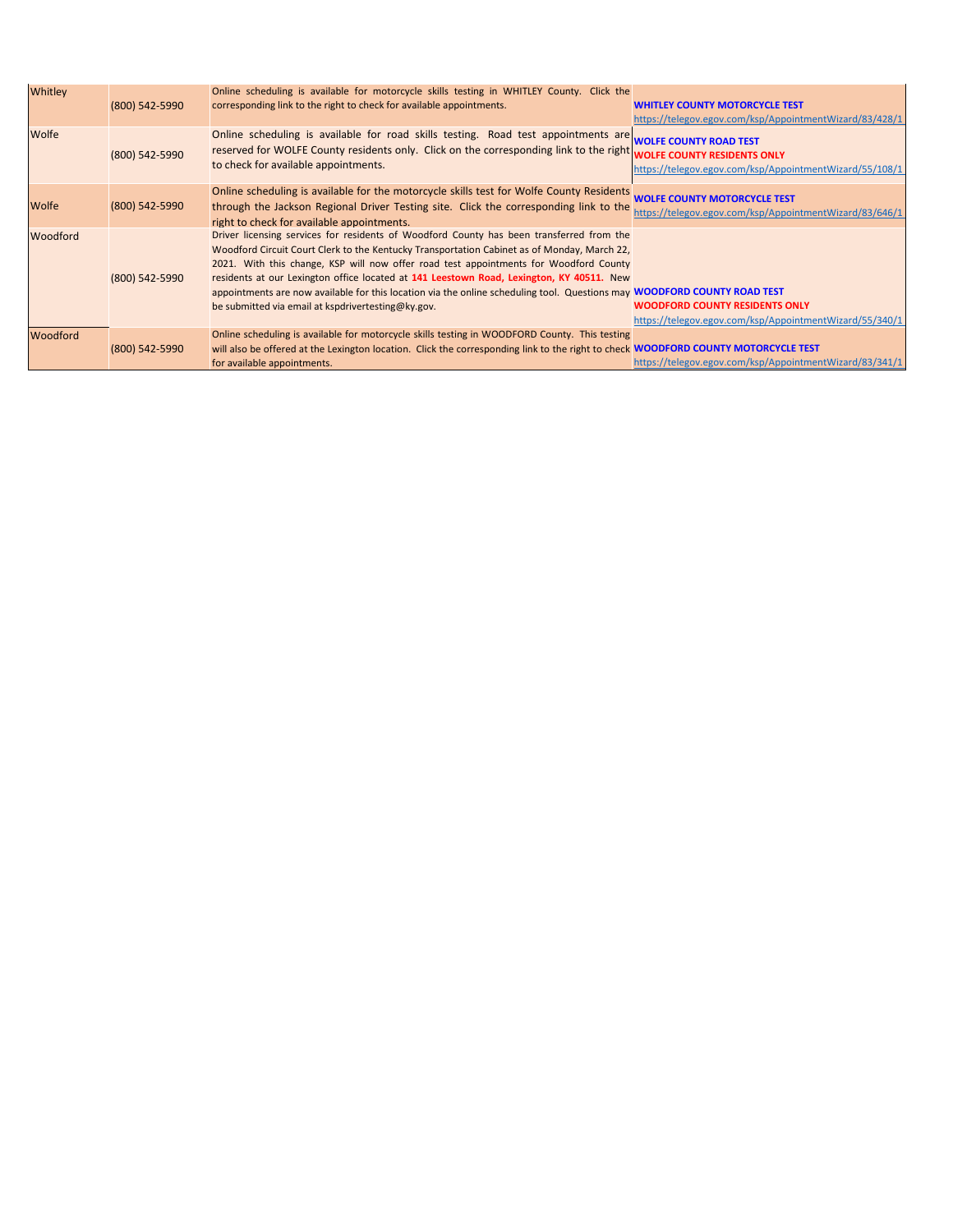| | | | |
|---|---|---|---|
| Whitley | (800) 542-5990 | Online scheduling is available for motorcycle skills testing in WHITLEY County. Click the corresponding link to the right to check for available appointments. | **WHITLEY COUNTY MOTORCYCLE TEST** https://telegov.egov.com/ksp/AppointmentWizard/83/428/1 |
| Wolfe | (800) 542-5990 | Online scheduling is available for road skills testing. Road test appointments are reserved for WOLFE County residents only. Click on the corresponding link to the right to check for available appointments. | **WOLFE COUNTY ROAD TEST** **WOLFE COUNTY RESIDENTS ONLY** https://telegov.egov.com/ksp/AppointmentWizard/55/108/1 |
| Wolfe | (800) 542-5990 | Online scheduling is available for the motorcycle skills test for Wolfe County Residents through the Jackson Regional Driver Testing site. Click the corresponding link to the right to check for available appointments. | **WOLFE COUNTY MOTORCYCLE TEST** https://telegov.egov.com/ksp/AppointmentWizard/83/646/1 |
| Woodford | (800) 542-5990 | Driver licensing services for residents of Woodford County has been transferred from the Woodford Circuit Court Clerk to the Kentucky Transportation Cabinet as of Monday, March 22, 2021. With this change, KSP will now offer road test appointments for Woodford County residents at our Lexington office located at **141 Leestown Road, Lexington, KY 40511.** New appointments are now available for this location via the online scheduling tool. Questions may be submitted via email at kspdrivertesting@ky.gov. | **WOODFORD COUNTY ROAD TEST** **WOODFORD COUNTY RESIDENTS ONLY** https://telegov.egov.com/ksp/AppointmentWizard/55/340/1 |
| Woodford | (800) 542-5990 | Online scheduling is available for motorcycle skills testing in WOODFORD County. This testing will also be offered at the Lexington location. Click the corresponding link to the right to check for available appointments. | **WOODFORD COUNTY MOTORCYCLE TEST** https://telegov.egov.com/ksp/AppointmentWizard/83/341/1 |